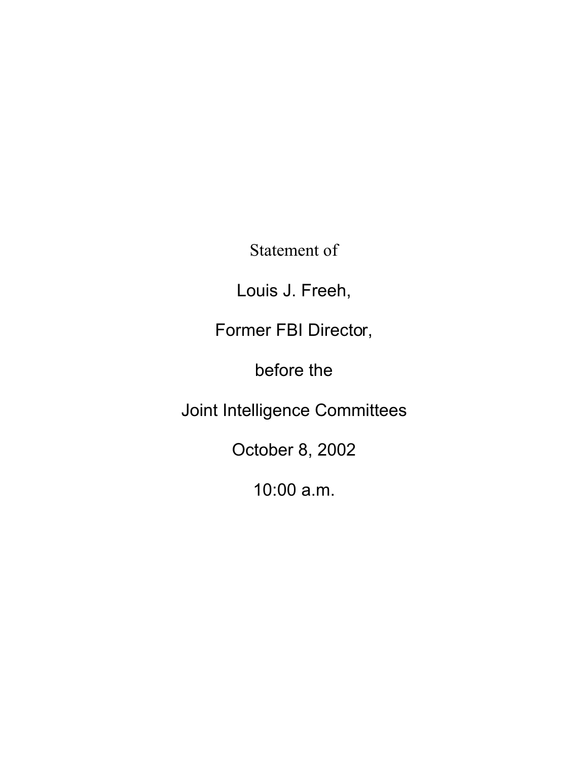Statement of

Louis J. Freeh,

Former FBI Director,

before the

Joint Intelligence Committees

October 8, 2002

10:00 a.m.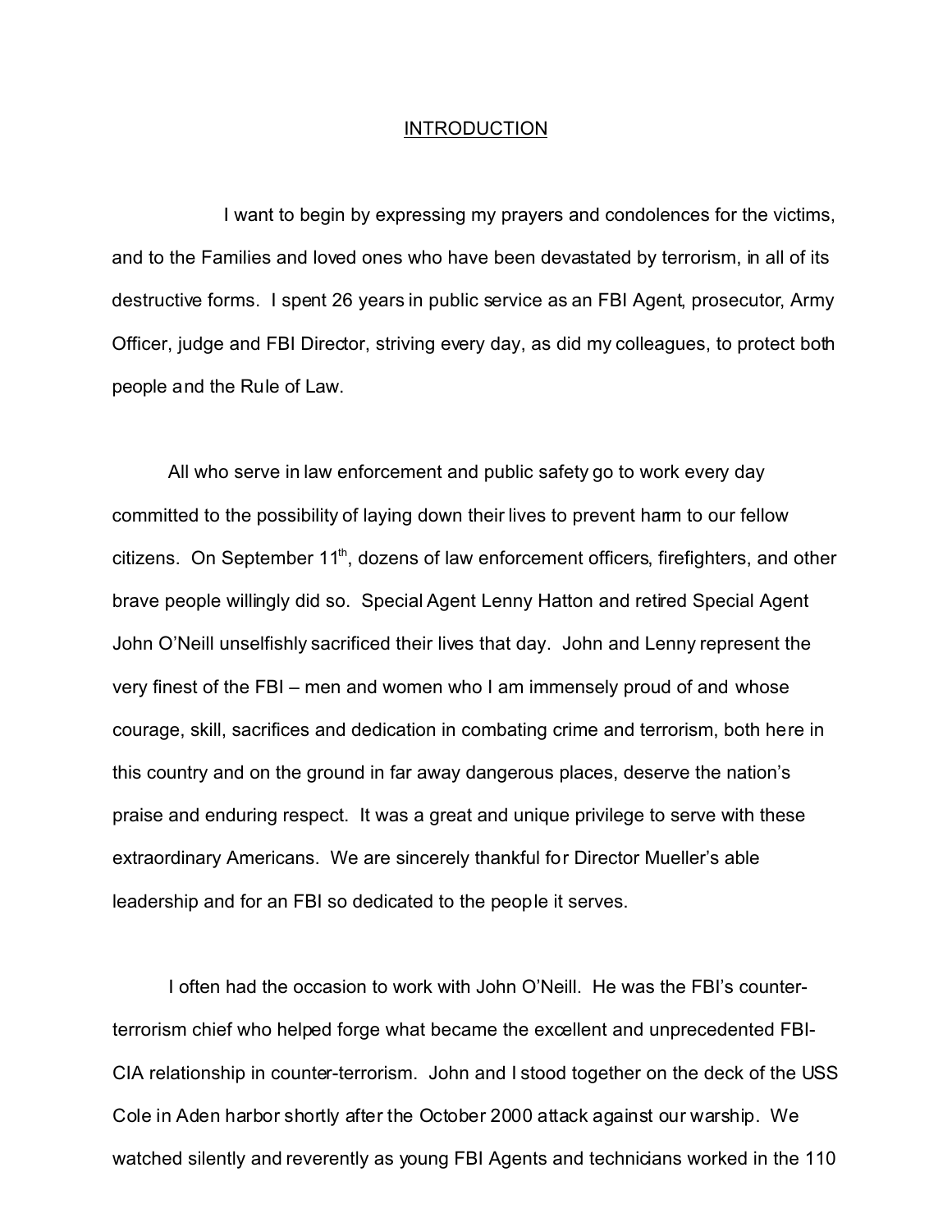## INTRODUCTION

I want to begin by expressing my prayers and condolences for the victims, and to the Families and loved ones who have been devastated by terrorism, in all of its destructive forms. I spent 26 years in public service as an FBI Agent, prosecutor, Army Officer, judge and FBI Director, striving every day, as did my colleagues, to protect both people and the Rule of Law.

All who serve in law enforcement and public safety go to work every day committed to the possibility of laying down their lives to prevent harm to our fellow citizens. On September 11th, dozens of law enforcement officers, firefighters, and other brave people willingly did so. Special Agent Lenny Hatton and retired Special Agent John O'Neill unselfishly sacrificed their lives that day. John and Lenny represent the very finest of the FBI – men and women who I am immensely proud of and whose courage, skill, sacrifices and dedication in combating crime and terrorism, both here in this country and on the ground in far away dangerous places, deserve the nation's praise and enduring respect. It was a great and unique privilege to serve with these extraordinary Americans. We are sincerely thankful for Director Mueller's able leadership and for an FBI so dedicated to the people it serves.

I often had the occasion to work with John O'Neill. He was the FBI's counter-terrorism chief who helped forge what became the excellent and unprecedented FBI-CIA relationship in counter-terrorism. John and I stood together on the deck of the USS Cole in Aden harbor shortly after the October 2000 attack against our warship. We watched silently and reverently as young FBI Agents and technicians worked in the 110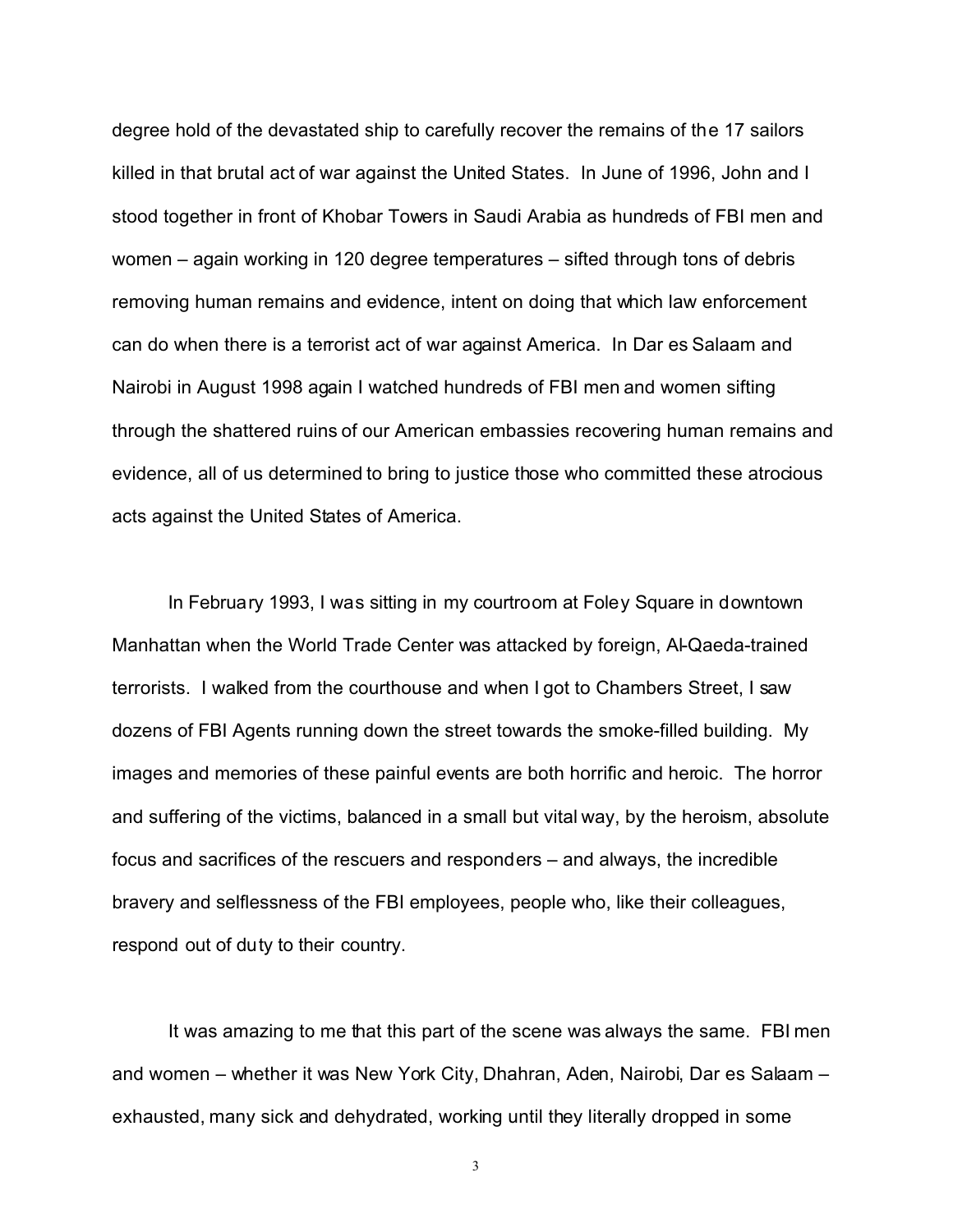degree hold of the devastated ship to carefully recover the remains of the 17 sailors killed in that brutal act of war against the United States. In June of 1996, John and I stood together in front of Khobar Towers in Saudi Arabia as hundreds of FBI men and women – again working in 120 degree temperatures – sifted through tons of debris removing human remains and evidence, intent on doing that which law enforcement can do when there is a terrorist act of war against America. In Dar es Salaam and Nairobi in August 1998 again I watched hundreds of FBI men and women sifting through the shattered ruins of our American embassies recovering human remains and evidence, all of us determined to bring to justice those who committed these atrocious acts against the United States of America.

In February 1993, I was sitting in my courtroom at Foley Square in downtown Manhattan when the World Trade Center was attacked by foreign, Al-Qaeda-trained terrorists. I walked from the courthouse and when I got to Chambers Street, I saw dozens of FBI Agents running down the street towards the smoke-filled building. My images and memories of these painful events are both horrific and heroic. The horror and suffering of the victims, balanced in a small but vital way, by the heroism, absolute focus and sacrifices of the rescuers and responders – and always, the incredible bravery and selflessness of the FBI employees, people who, like their colleagues, respond out of duty to their country.

It was amazing to me that this part of the scene was always the same. FBI men and women – whether it was New York City, Dhahran, Aden, Nairobi, Dar es Salaam – exhausted, many sick and dehydrated, working until they literally dropped in some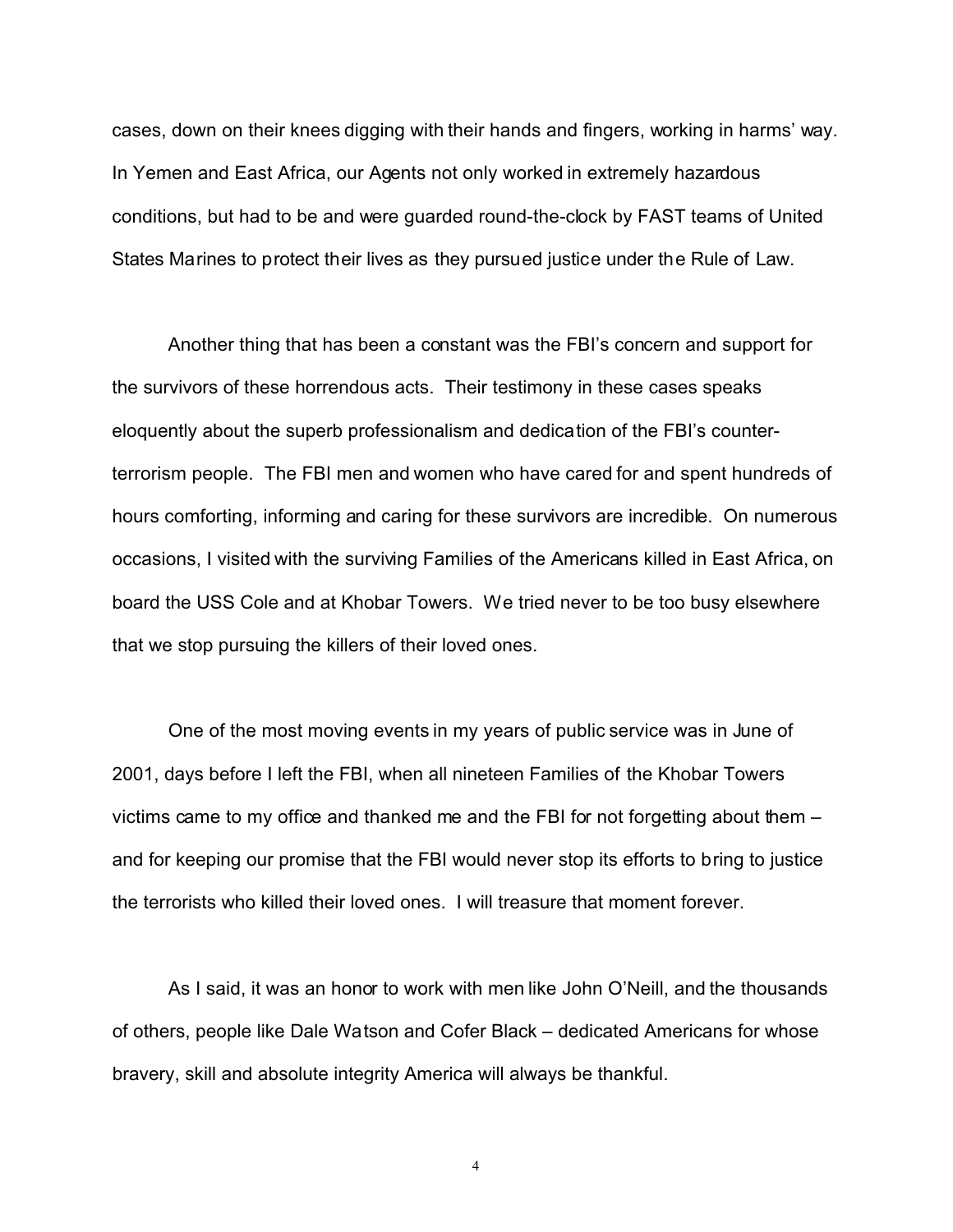cases, down on their knees digging with their hands and fingers, working in harms' way. In Yemen and East Africa, our Agents not only worked in extremely hazardous conditions, but had to be and were guarded round-the-clock by FAST teams of United States Marines to protect their lives as they pursued justice under the Rule of Law.

Another thing that has been a constant was the FBI's concern and support for the survivors of these horrendous acts. Their testimony in these cases speaks eloquently about the superb professionalism and dedication of the FBI's counter-terrorism people. The FBI men and women who have cared for and spent hundreds of hours comforting, informing and caring for these survivors are incredible. On numerous occasions, I visited with the surviving Families of the Americans killed in East Africa, on board the USS Cole and at Khobar Towers. We tried never to be too busy elsewhere that we stop pursuing the killers of their loved ones.

One of the most moving events in my years of public service was in June of 2001, days before I left the FBI, when all nineteen Families of the Khobar Towers victims came to my office and thanked me and the FBI for not forgetting about them – and for keeping our promise that the FBI would never stop its efforts to bring to justice the terrorists who killed their loved ones. I will treasure that moment forever.

As I said, it was an honor to work with men like John O'Neill, and the thousands of others, people like Dale Watson and Cofer Black – dedicated Americans for whose bravery, skill and absolute integrity America will always be thankful.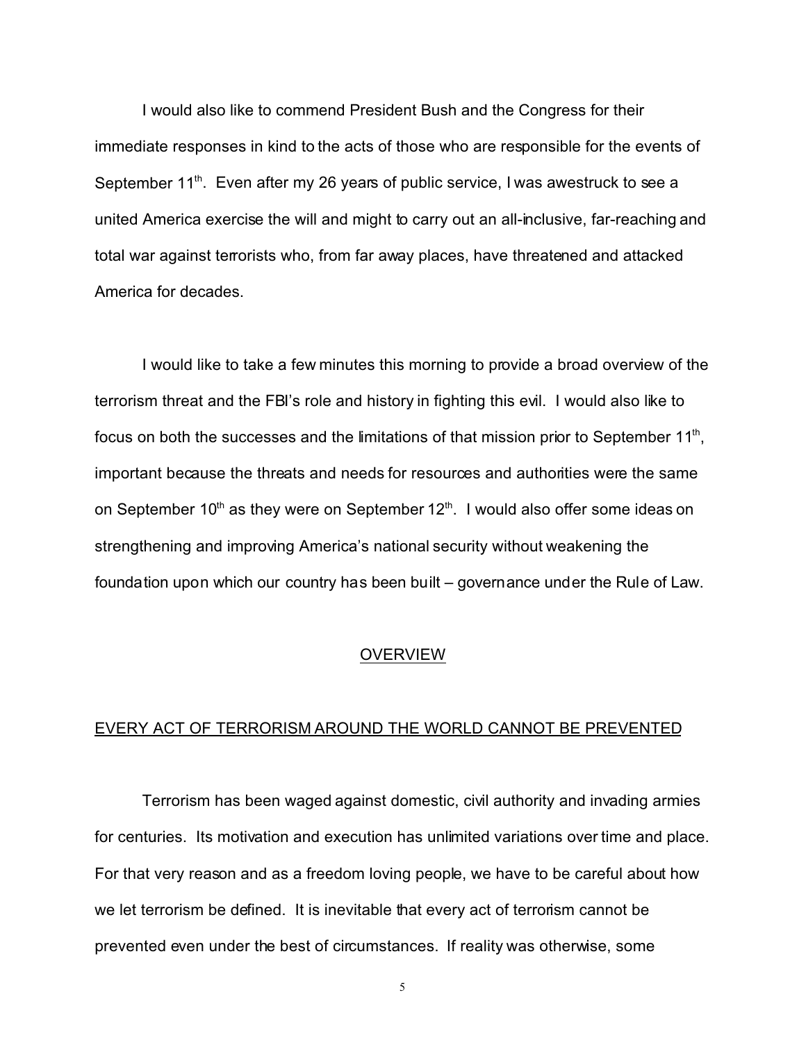I would also like to commend President Bush and the Congress for their immediate responses in kind to the acts of those who are responsible for the events of September 11th. Even after my 26 years of public service, I was awestruck to see a united America exercise the will and might to carry out an all-inclusive, far-reaching and total war against terrorists who, from far away places, have threatened and attacked America for decades.

I would like to take a few minutes this morning to provide a broad overview of the terrorism threat and the FBI's role and history in fighting this evil. I would also like to focus on both the successes and the limitations of that mission prior to September 11th, important because the threats and needs for resources and authorities were the same on September 10th as they were on September 12th. I would also offer some ideas on strengthening and improving America's national security without weakening the foundation upon which our country has been built – governance under the Rule of Law.

## OVERVIEW

### EVERY ACT OF TERRORISM AROUND THE WORLD CANNOT BE PREVENTED

Terrorism has been waged against domestic, civil authority and invading armies for centuries. Its motivation and execution has unlimited variations over time and place. For that very reason and as a freedom loving people, we have to be careful about how we let terrorism be defined. It is inevitable that every act of terrorism cannot be prevented even under the best of circumstances. If reality was otherwise, some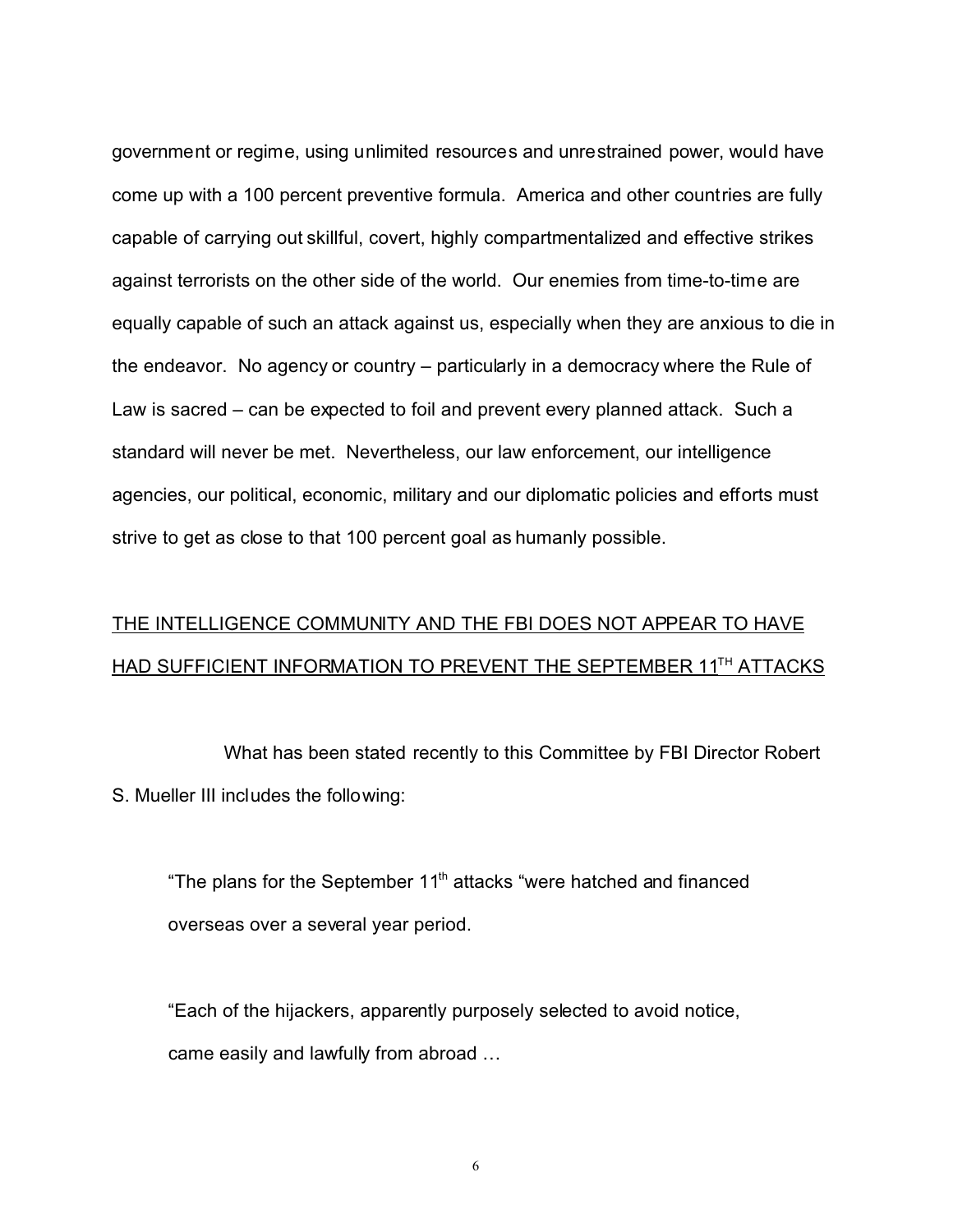government or regime, using unlimited resources and unrestrained power, would have come up with a 100 percent preventive formula. America and other countries are fully capable of carrying out skillful, covert, highly compartmentalized and effective strikes against terrorists on the other side of the world. Our enemies from time-to-time are equally capable of such an attack against us, especially when they are anxious to die in the endeavor. No agency or country – particularly in a democracy where the Rule of Law is sacred – can be expected to foil and prevent every planned attack. Such a standard will never be met. Nevertheless, our law enforcement, our intelligence agencies, our political, economic, military and our diplomatic policies and efforts must strive to get as close to that 100 percent goal as humanly possible.

<u>THE INTELLIGENCE COMMUNITY AND THE FBI DOES NOT APPEAR TO HAVE HAD SUFFICIENT INFORMATION TO PREVENT THE SEPTEMBER 11TH ATTACKS</u>

What has been stated recently to this Committee by FBI Director Robert S. Mueller III includes the following:

> "The plans for the September 11th attacks "were hatched and financed overseas over a several year period.
>
> "Each of the hijackers, apparently purposely selected to avoid notice, came easily and lawfully from abroad …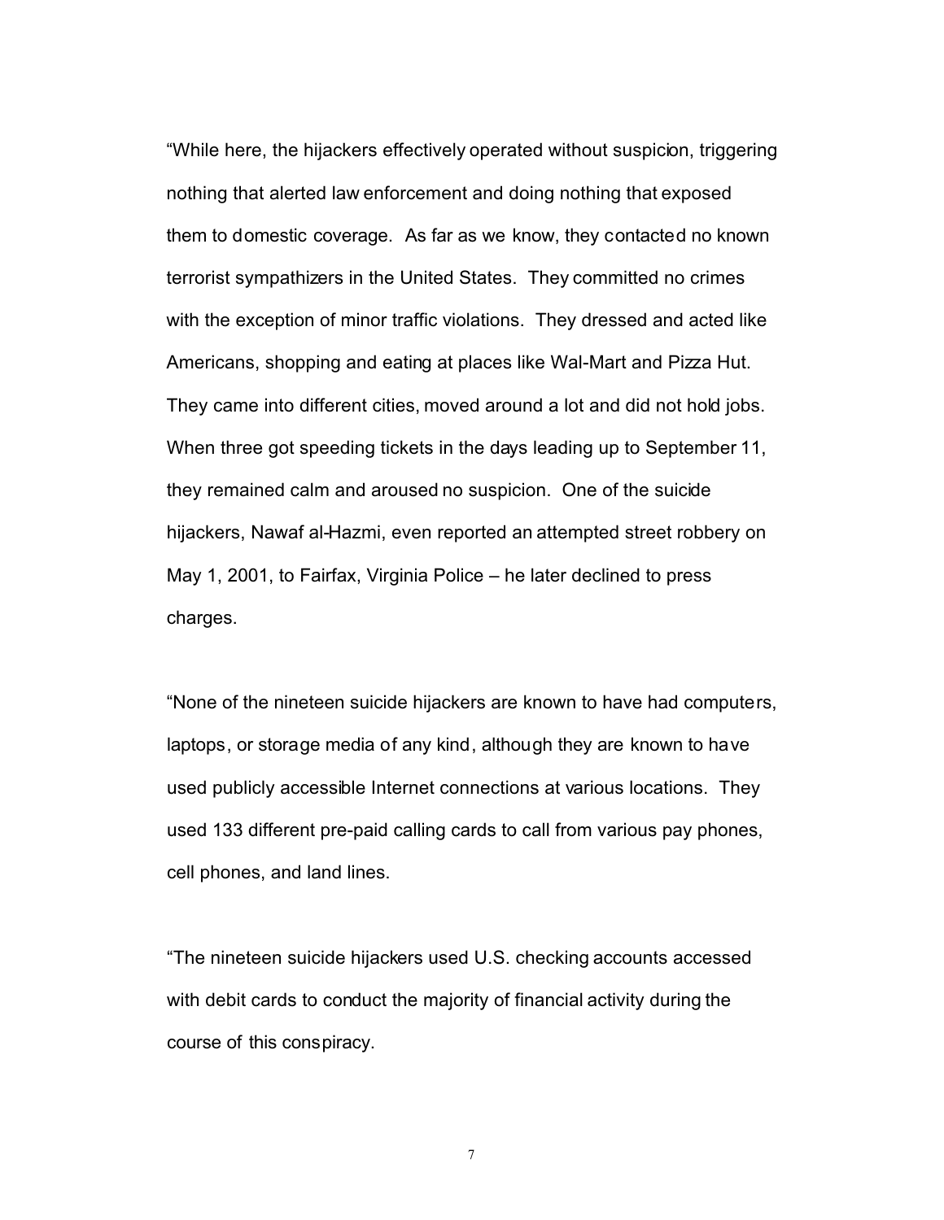“While here, the hijackers effectively operated without suspicion, triggering nothing that alerted law enforcement and doing nothing that exposed them to domestic coverage. As far as we know, they contacted no known terrorist sympathizers in the United States. They committed no crimes with the exception of minor traffic violations. They dressed and acted like Americans, shopping and eating at places like Wal-Mart and Pizza Hut. They came into different cities, moved around a lot and did not hold jobs. When three got speeding tickets in the days leading up to September 11, they remained calm and aroused no suspicion. One of the suicide hijackers, Nawaf al-Hazmi, even reported an attempted street robbery on May 1, 2001, to Fairfax, Virginia Police – he later declined to press charges.

“None of the nineteen suicide hijackers are known to have had computers, laptops, or storage media of any kind, although they are known to have used publicly accessible Internet connections at various locations. They used 133 different pre-paid calling cards to call from various pay phones, cell phones, and land lines.

“The nineteen suicide hijackers used U.S. checking accounts accessed with debit cards to conduct the majority of financial activity during the course of this conspiracy.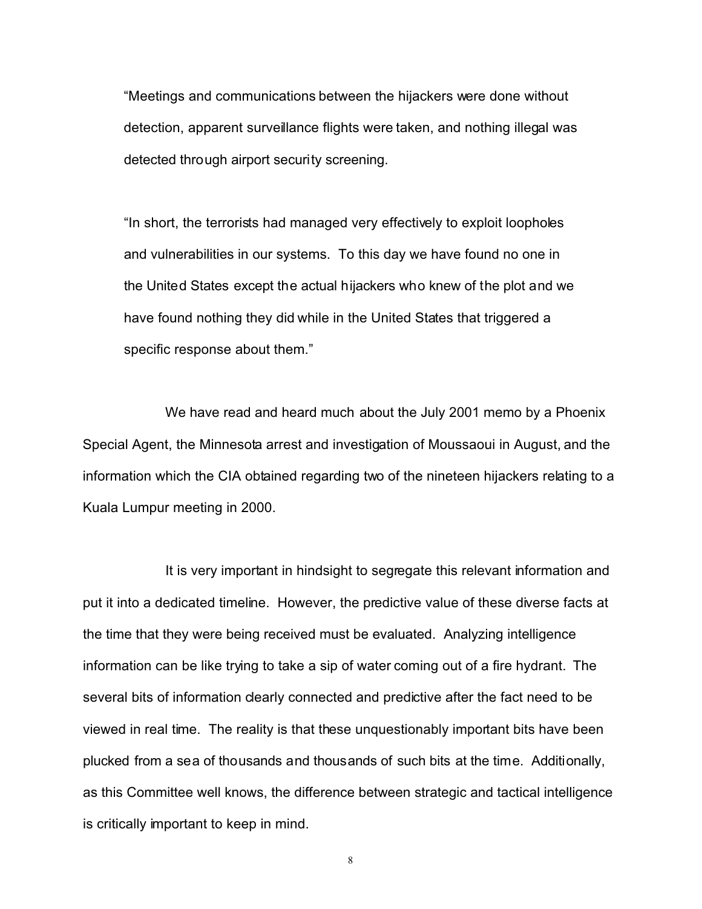"Meetings and communications between the hijackers were done without detection, apparent surveillance flights were taken, and nothing illegal was detected through airport security screening.

"In short, the terrorists had managed very effectively to exploit loopholes and vulnerabilities in our systems. To this day we have found no one in the United States except the actual hijackers who knew of the plot and we have found nothing they did while in the United States that triggered a specific response about them."

We have read and heard much about the July 2001 memo by a Phoenix Special Agent, the Minnesota arrest and investigation of Moussaoui in August, and the information which the CIA obtained regarding two of the nineteen hijackers relating to a Kuala Lumpur meeting in 2000.

It is very important in hindsight to segregate this relevant information and put it into a dedicated timeline. However, the predictive value of these diverse facts at the time that they were being received must be evaluated. Analyzing intelligence information can be like trying to take a sip of water coming out of a fire hydrant. The several bits of information clearly connected and predictive after the fact need to be viewed in real time. The reality is that these unquestionably important bits have been plucked from a sea of thousands and thousands of such bits at the time. Additionally, as this Committee well knows, the difference between strategic and tactical intelligence is critically important to keep in mind.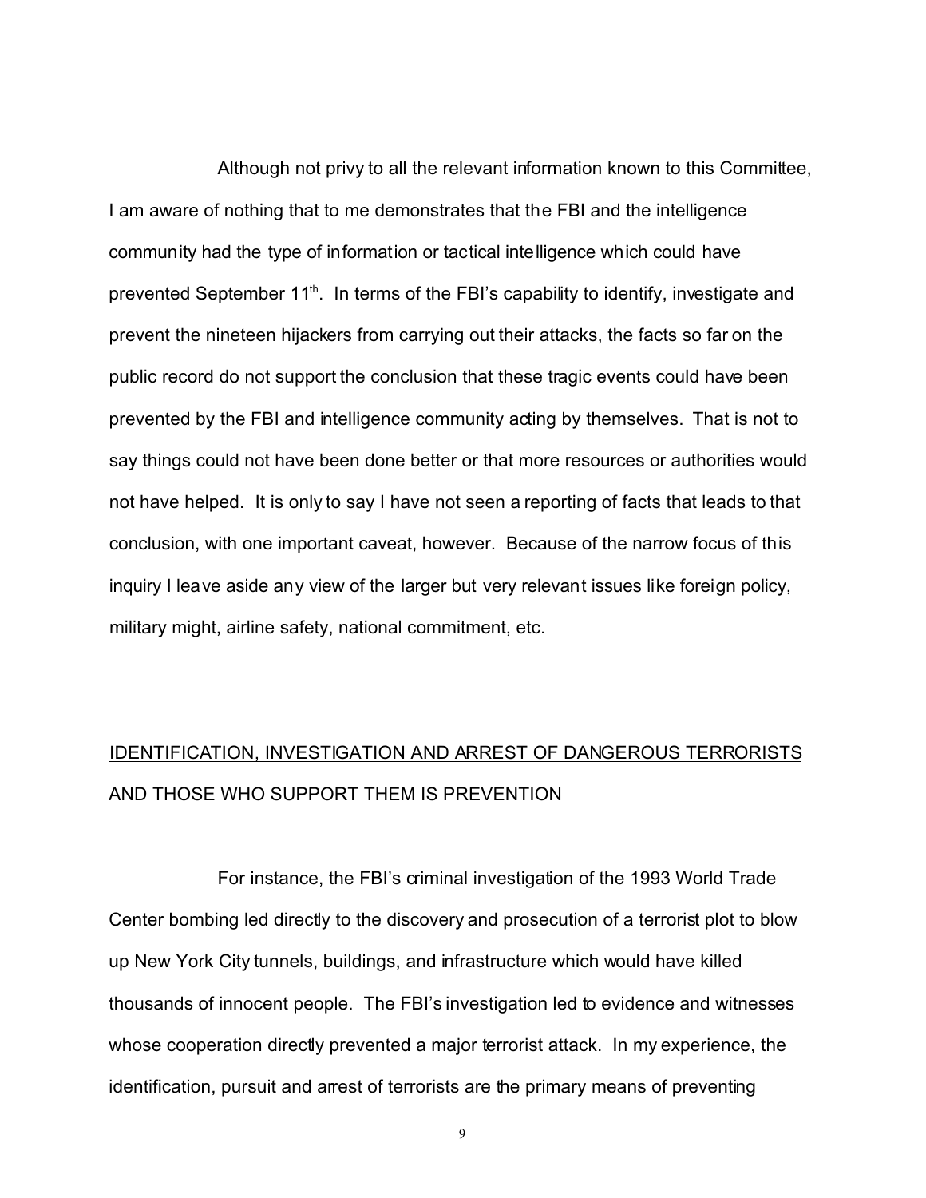Although not privy to all the relevant information known to this Committee, I am aware of nothing that to me demonstrates that the FBI and the intelligence community had the type of information or tactical intelligence which could have prevented September 11th. In terms of the FBI's capability to identify, investigate and prevent the nineteen hijackers from carrying out their attacks, the facts so far on the public record do not support the conclusion that these tragic events could have been prevented by the FBI and intelligence community acting by themselves. That is not to say things could not have been done better or that more resources or authorities would not have helped. It is only to say I have not seen a reporting of facts that leads to that conclusion, with one important caveat, however. Because of the narrow focus of this inquiry I leave aside any view of the larger but very relevant issues like foreign policy, military might, airline safety, national commitment, etc.

<u>IDENTIFICATION, INVESTIGATION AND ARREST OF DANGEROUS TERRORISTS AND THOSE WHO SUPPORT THEM IS PREVENTION</u>

For instance, the FBI's criminal investigation of the 1993 World Trade Center bombing led directly to the discovery and prosecution of a terrorist plot to blow up New York City tunnels, buildings, and infrastructure which would have killed thousands of innocent people. The FBI's investigation led to evidence and witnesses whose cooperation directly prevented a major terrorist attack. In my experience, the identification, pursuit and arrest of terrorists are the primary means of preventing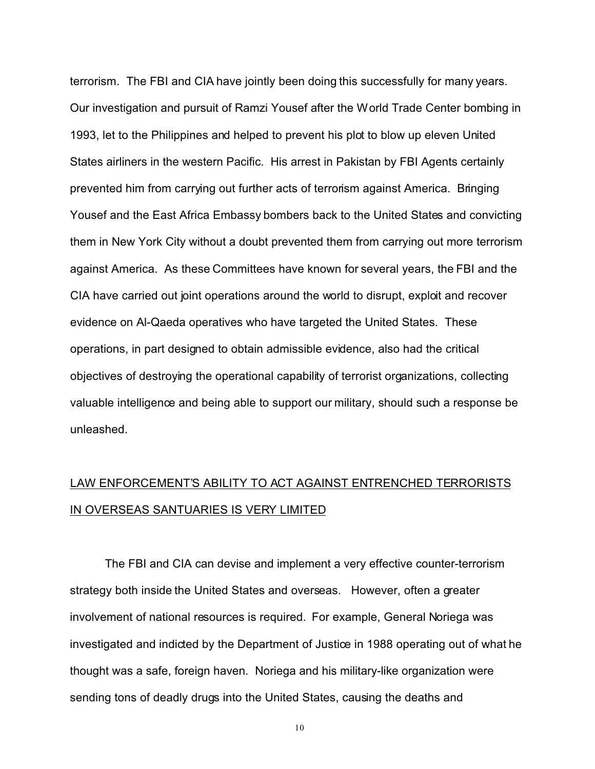terrorism. The FBI and CIA have jointly been doing this successfully for many years. Our investigation and pursuit of Ramzi Yousef after the World Trade Center bombing in 1993, let to the Philippines and helped to prevent his plot to blow up eleven United States airliners in the western Pacific. His arrest in Pakistan by FBI Agents certainly prevented him from carrying out further acts of terrorism against America. Bringing Yousef and the East Africa Embassy bombers back to the United States and convicting them in New York City without a doubt prevented them from carrying out more terrorism against America. As these Committees have known for several years, the FBI and the CIA have carried out joint operations around the world to disrupt, exploit and recover evidence on Al-Qaeda operatives who have targeted the United States. These operations, in part designed to obtain admissible evidence, also had the critical objectives of destroying the operational capability of terrorist organizations, collecting valuable intelligence and being able to support our military, should such a response be unleashed.

<u>LAW ENFORCEMENT'S ABILITY TO ACT AGAINST ENTRENCHED TERRORISTS IN OVERSEAS SANTUARIES IS VERY LIMITED</u>

The FBI and CIA can devise and implement a very effective counter-terrorism strategy both inside the United States and overseas. However, often a greater involvement of national resources is required. For example, General Noriega was investigated and indicted by the Department of Justice in 1988 operating out of what he thought was a safe, foreign haven. Noriega and his military-like organization were sending tons of deadly drugs into the United States, causing the deaths and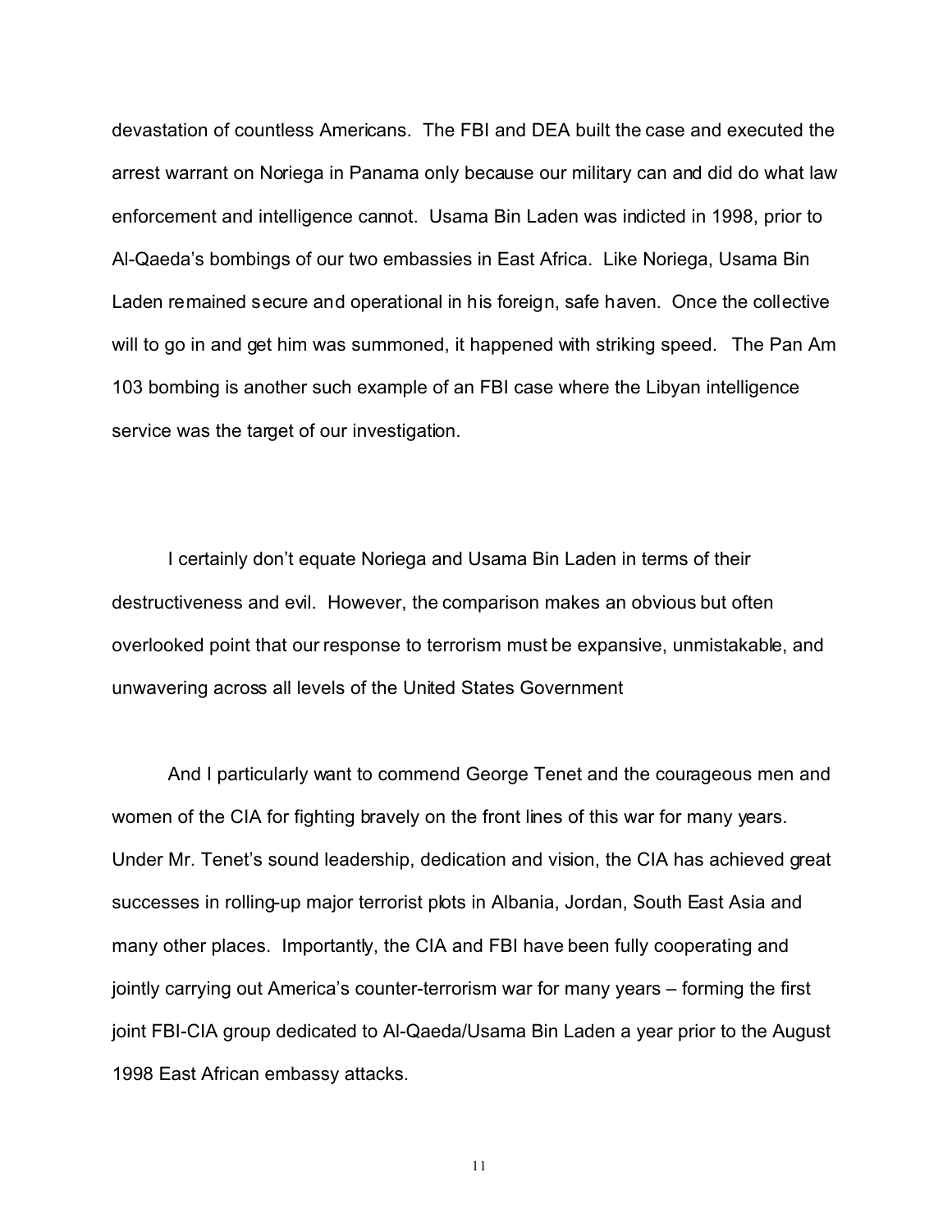devastation of countless Americans. The FBI and DEA built the case and executed the arrest warrant on Noriega in Panama only because our military can and did do what law enforcement and intelligence cannot. Usama Bin Laden was indicted in 1998, prior to Al-Qaeda's bombings of our two embassies in East Africa. Like Noriega, Usama Bin Laden remained secure and operational in his foreign, safe haven. Once the collective will to go in and get him was summoned, it happened with striking speed. The Pan Am 103 bombing is another such example of an FBI case where the Libyan intelligence service was the target of our investigation.

I certainly don't equate Noriega and Usama Bin Laden in terms of their destructiveness and evil. However, the comparison makes an obvious but often overlooked point that our response to terrorism must be expansive, unmistakable, and unwavering across all levels of the United States Government

And I particularly want to commend George Tenet and the courageous men and women of the CIA for fighting bravely on the front lines of this war for many years. Under Mr. Tenet's sound leadership, dedication and vision, the CIA has achieved great successes in rolling-up major terrorist plots in Albania, Jordan, South East Asia and many other places. Importantly, the CIA and FBI have been fully cooperating and jointly carrying out America's counter-terrorism war for many years – forming the first joint FBI-CIA group dedicated to Al-Qaeda/Usama Bin Laden a year prior to the August 1998 East African embassy attacks.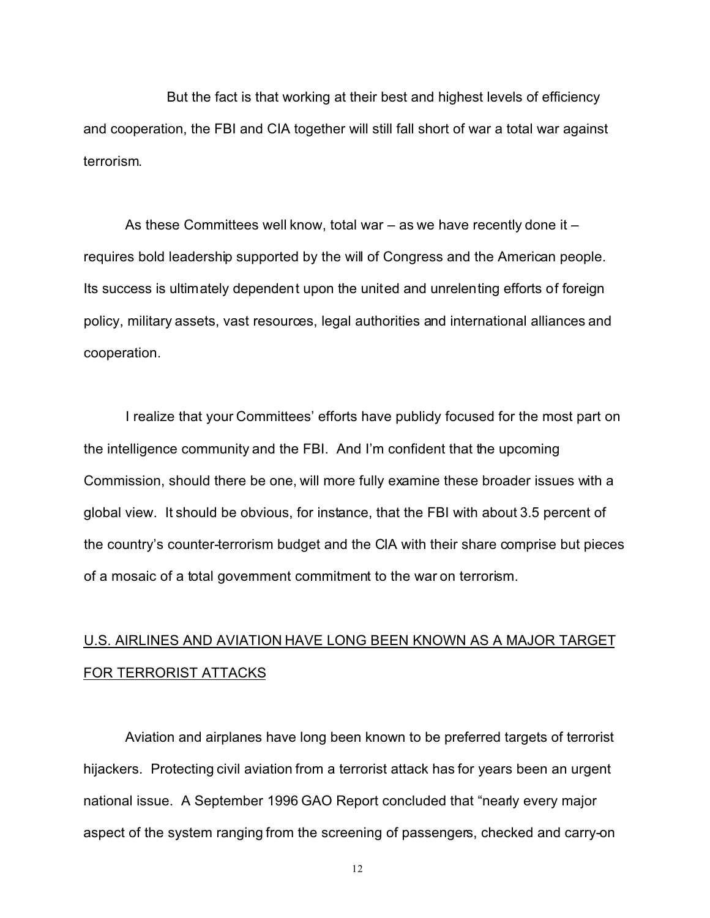But the fact is that working at their best and highest levels of efficiency and cooperation, the FBI and CIA together will still fall short of war a total war against terrorism.

As these Committees well know, total war – as we have recently done it – requires bold leadership supported by the will of Congress and the American people. Its success is ultimately dependent upon the united and unrelenting efforts of foreign policy, military assets, vast resources, legal authorities and international alliances and cooperation.

I realize that your Committees' efforts have publicly focused for the most part on the intelligence community and the FBI. And I'm confident that the upcoming Commission, should there be one, will more fully examine these broader issues with a global view. It should be obvious, for instance, that the FBI with about 3.5 percent of the country's counter-terrorism budget and the CIA with their share comprise but pieces of a mosaic of a total government commitment to the war on terrorism.

## <u>U.S. AIRLINES AND AVIATION HAVE LONG BEEN KNOWN AS A MAJOR TARGET FOR TERRORIST ATTACKS</u>

Aviation and airplanes have long been known to be preferred targets of terrorist hijackers. Protecting civil aviation from a terrorist attack has for years been an urgent national issue. A September 1996 GAO Report concluded that "nearly every major aspect of the system ranging from the screening of passengers, checked and carry-on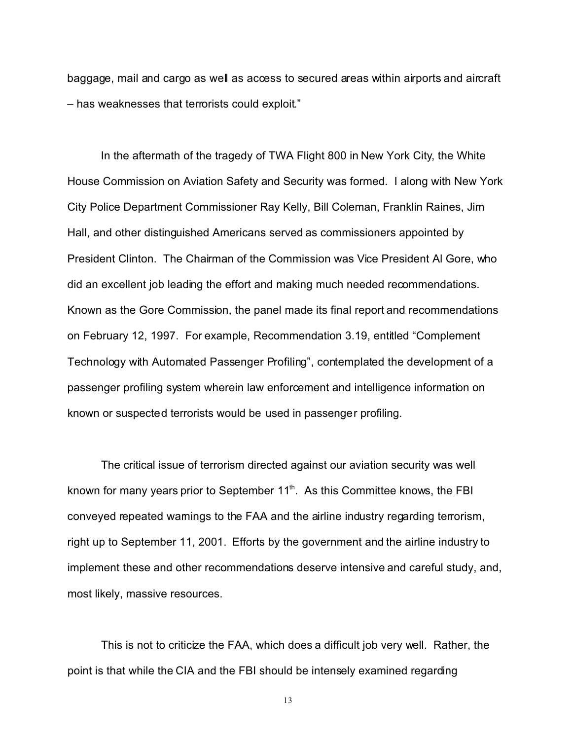baggage, mail and cargo as well as access to secured areas within airports and aircraft – has weaknesses that terrorists could exploit."

In the aftermath of the tragedy of TWA Flight 800 in New York City, the White House Commission on Aviation Safety and Security was formed. I along with New York City Police Department Commissioner Ray Kelly, Bill Coleman, Franklin Raines, Jim Hall, and other distinguished Americans served as commissioners appointed by President Clinton. The Chairman of the Commission was Vice President Al Gore, who did an excellent job leading the effort and making much needed recommendations. Known as the Gore Commission, the panel made its final report and recommendations on February 12, 1997. For example, Recommendation 3.19, entitled "Complement Technology with Automated Passenger Profiling", contemplated the development of a passenger profiling system wherein law enforcement and intelligence information on known or suspected terrorists would be used in passenger profiling.

The critical issue of terrorism directed against our aviation security was well known for many years prior to September 11th. As this Committee knows, the FBI conveyed repeated warnings to the FAA and the airline industry regarding terrorism, right up to September 11, 2001. Efforts by the government and the airline industry to implement these and other recommendations deserve intensive and careful study, and, most likely, massive resources.

This is not to criticize the FAA, which does a difficult job very well. Rather, the point is that while the CIA and the FBI should be intensely examined regarding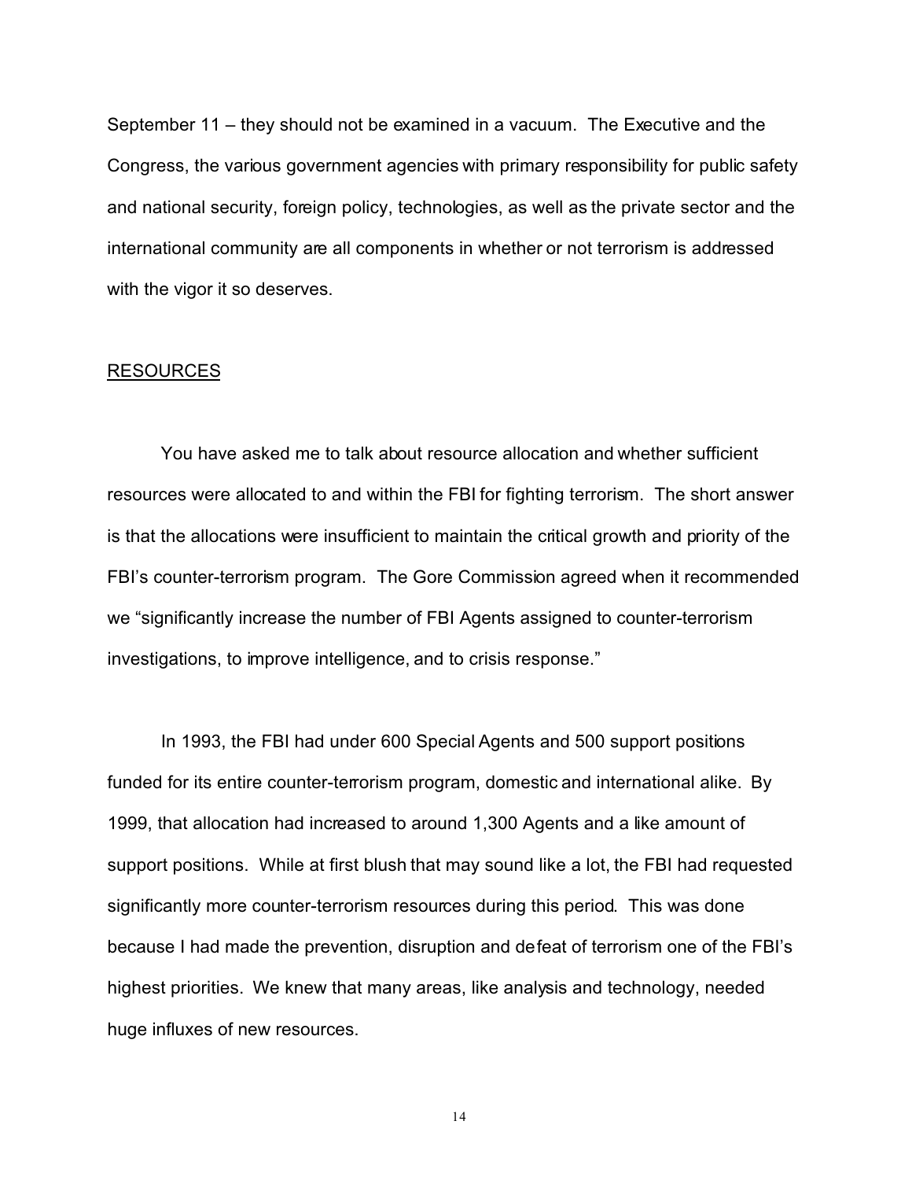September 11 – they should not be examined in a vacuum. The Executive and the Congress, the various government agencies with primary responsibility for public safety and national security, foreign policy, technologies, as well as the private sector and the international community are all components in whether or not terrorism is addressed with the vigor it so deserves.

## RESOURCES

You have asked me to talk about resource allocation and whether sufficient resources were allocated to and within the FBI for fighting terrorism. The short answer is that the allocations were insufficient to maintain the critical growth and priority of the FBI's counter-terrorism program. The Gore Commission agreed when it recommended we "significantly increase the number of FBI Agents assigned to counter-terrorism investigations, to improve intelligence, and to crisis response."

In 1993, the FBI had under 600 Special Agents and 500 support positions funded for its entire counter-terrorism program, domestic and international alike. By 1999, that allocation had increased to around 1,300 Agents and a like amount of support positions. While at first blush that may sound like a lot, the FBI had requested significantly more counter-terrorism resources during this period. This was done because I had made the prevention, disruption and defeat of terrorism one of the FBI's highest priorities. We knew that many areas, like analysis and technology, needed huge influxes of new resources.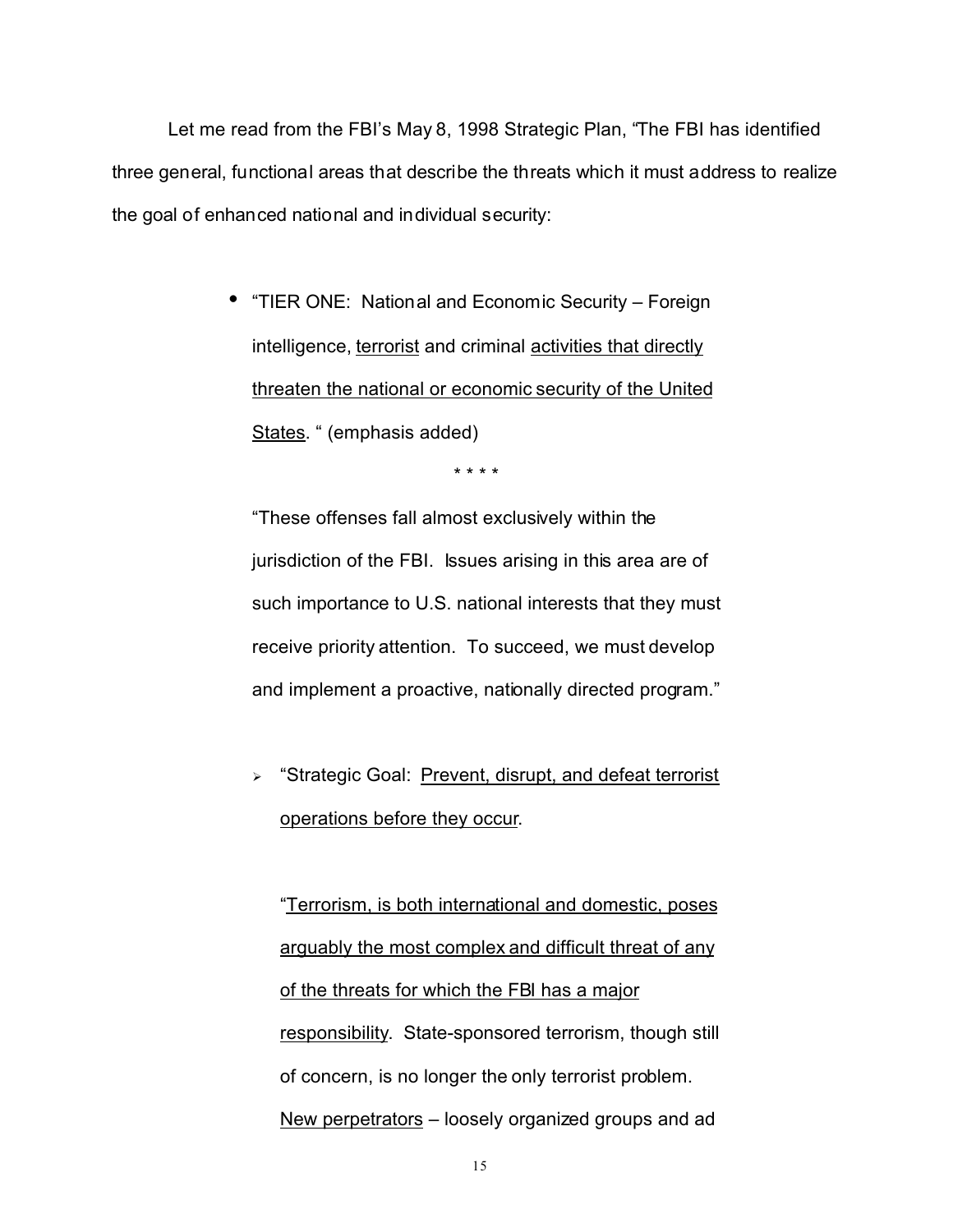Let me read from the FBI's May 8, 1998 Strategic Plan, "The FBI has identified three general, functional areas that describe the threats which it must address to realize the goal of enhanced national and individual security:

- "TIER ONE: National and Economic Security – Foreign intelligence, <u>terrorist</u> and criminal <u>activities that directly threaten the national or economic security of the United States</u>. " (emphasis added)

  \* \* \* \*

  "These offenses fall almost exclusively within the jurisdiction of the FBI. Issues arising in this area are of such importance to U.S. national interests that they must receive priority attention. To succeed, we must develop and implement a proactive, nationally directed program."

  - "Strategic Goal: <u>Prevent, disrupt, and defeat terrorist operations before they occur</u>.

    "<u>Terrorism, is both international and domestic, poses arguably the most complex and difficult threat of any of the threats for which the FBI has a major responsibility</u>. State-sponsored terrorism, though still of concern, is no longer the only terrorist problem. <u>New perpetrators</u> – loosely organized groups and ad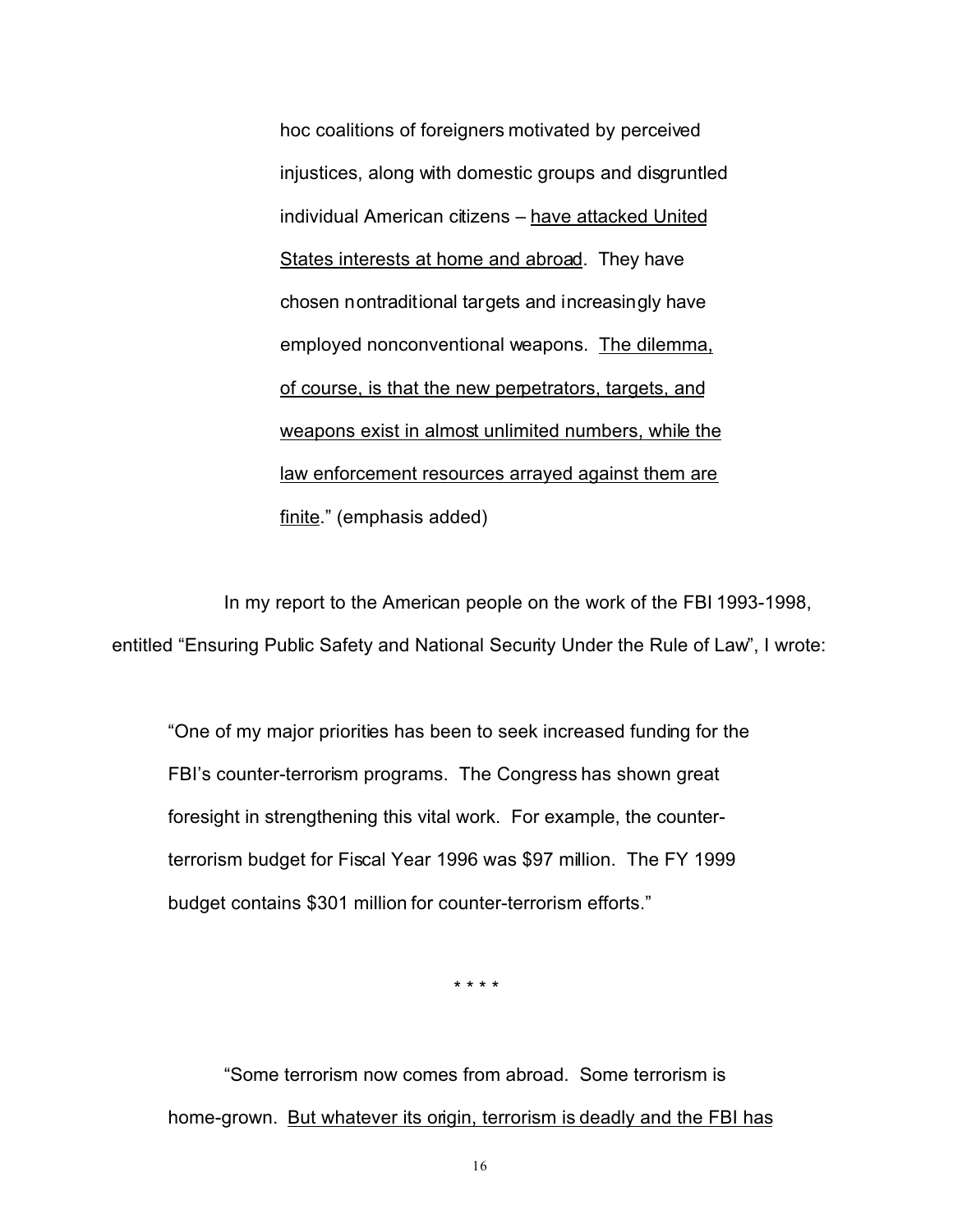> hoc coalitions of foreigners motivated by perceived injustices, along with domestic groups and disgruntled individual American citizens – <u>have attacked United States interests at home and abroad</u>. They have chosen nontraditional targets and increasingly have employed nonconventional weapons. <u>The dilemma, of course, is that the new perpetrators, targets, and weapons exist in almost unlimited numbers, while the law enforcement resources arrayed against them are finite</u>." (emphasis added)

In my report to the American people on the work of the FBI 1993-1998, entitled "Ensuring Public Safety and National Security Under the Rule of Law", I wrote:

> "One of my major priorities has been to seek increased funding for the FBI's counter-terrorism programs. The Congress has shown great foresight in strengthening this vital work. For example, the counter-terrorism budget for Fiscal Year 1996 was $97 million. The FY 1999 budget contains $301 million for counter-terrorism efforts."

\* \* \* \*

> "Some terrorism now comes from abroad. Some terrorism is home-grown. <u>But whatever its origin, terrorism is deadly and the FBI has</u>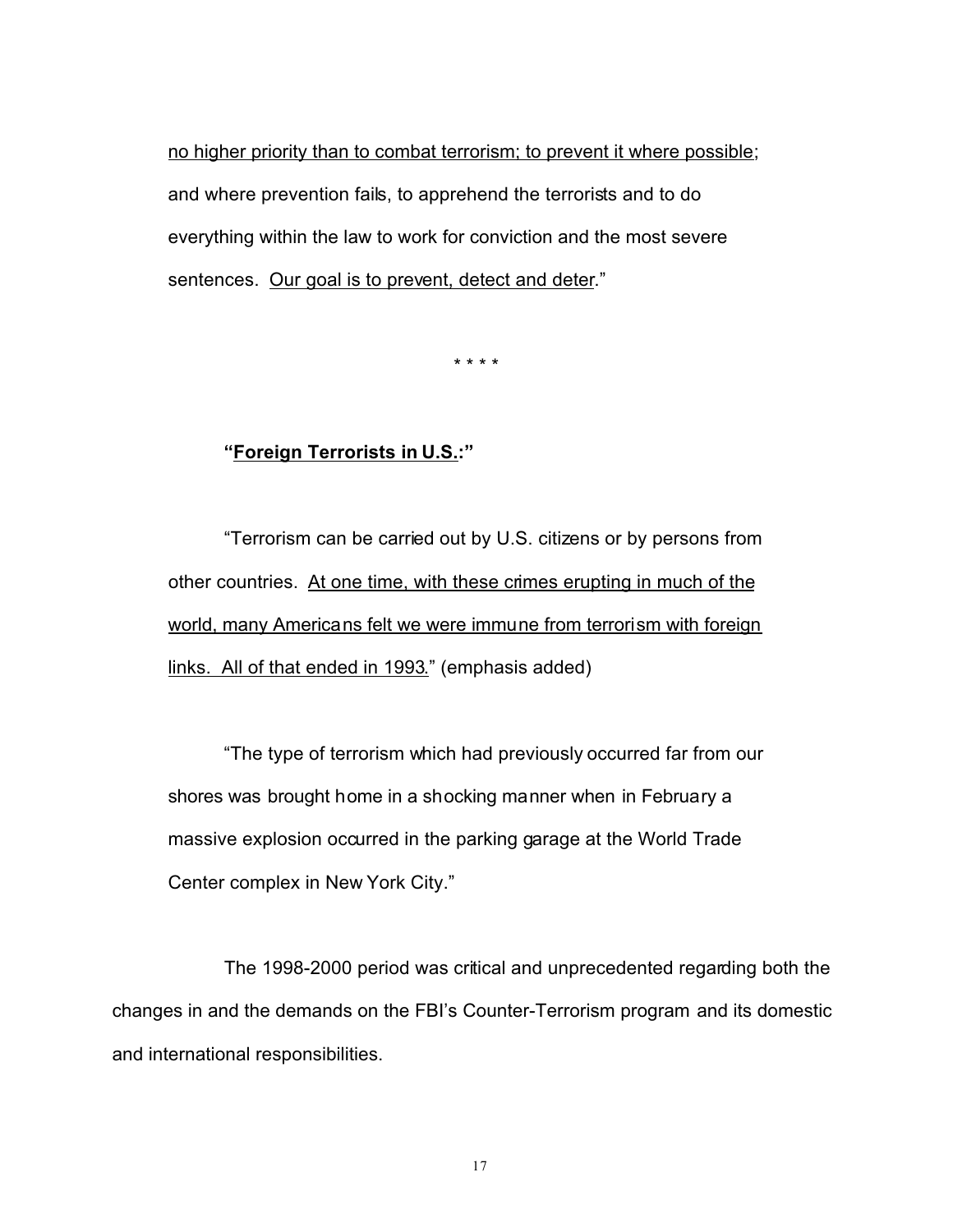no higher priority than to combat terrorism; to prevent it where possible; and where prevention fails, to apprehend the terrorists and to do everything within the law to work for conviction and the most severe sentences. Our goal is to prevent, detect and deter."

\* \* \* \*

**"Foreign Terrorists in U.S.:"**

"Terrorism can be carried out by U.S. citizens or by persons from other countries. At one time, with these crimes erupting in much of the world, many Americans felt we were immune from terrorism with foreign links. All of that ended in 1993." (emphasis added)

"The type of terrorism which had previously occurred far from our shores was brought home in a shocking manner when in February a massive explosion occurred in the parking garage at the World Trade Center complex in New York City."

The 1998-2000 period was critical and unprecedented regarding both the changes in and the demands on the FBI's Counter-Terrorism program and its domestic and international responsibilities.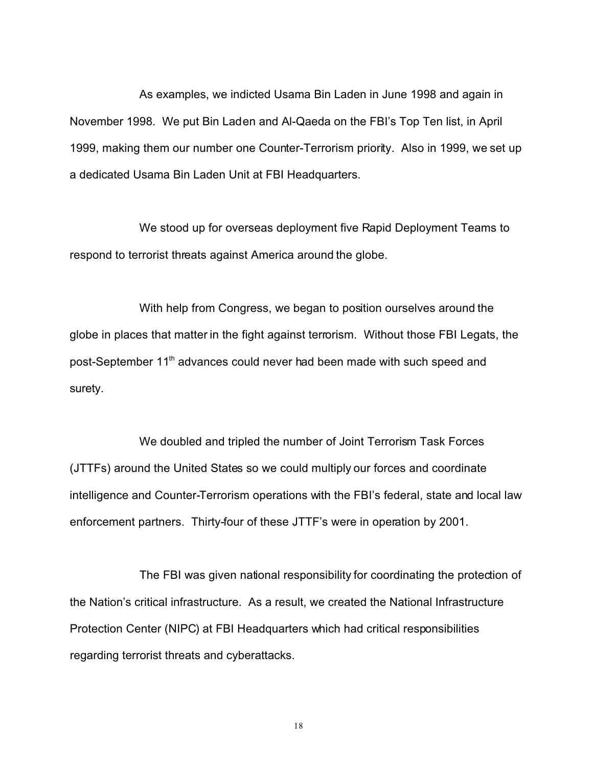As examples, we indicted Usama Bin Laden in June 1998 and again in November 1998. We put Bin Laden and Al-Qaeda on the FBI's Top Ten list, in April 1999, making them our number one Counter-Terrorism priority. Also in 1999, we set up a dedicated Usama Bin Laden Unit at FBI Headquarters.

We stood up for overseas deployment five Rapid Deployment Teams to respond to terrorist threats against America around the globe.

With help from Congress, we began to position ourselves around the globe in places that matter in the fight against terrorism. Without those FBI Legats, the post-September 11th advances could never had been made with such speed and surety.

We doubled and tripled the number of Joint Terrorism Task Forces (JTTFs) around the United States so we could multiply our forces and coordinate intelligence and Counter-Terrorism operations with the FBI's federal, state and local law enforcement partners. Thirty-four of these JTTF's were in operation by 2001.

The FBI was given national responsibility for coordinating the protection of the Nation's critical infrastructure. As a result, we created the National Infrastructure Protection Center (NIPC) at FBI Headquarters which had critical responsibilities regarding terrorist threats and cyberattacks.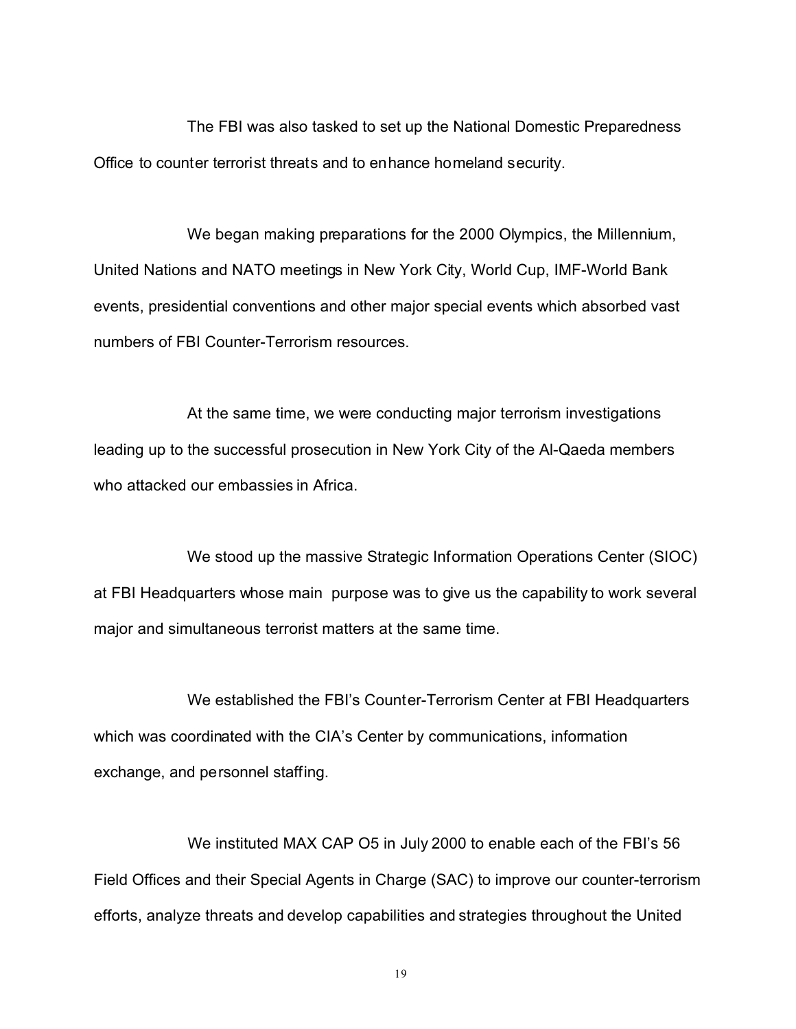The FBI was also tasked to set up the National Domestic Preparedness Office to counter terrorist threats and to enhance homeland security.

We began making preparations for the 2000 Olympics, the Millennium, United Nations and NATO meetings in New York City, World Cup, IMF-World Bank events, presidential conventions and other major special events which absorbed vast numbers of FBI Counter-Terrorism resources.

At the same time, we were conducting major terrorism investigations leading up to the successful prosecution in New York City of the Al-Qaeda members who attacked our embassies in Africa.

We stood up the massive Strategic Information Operations Center (SIOC) at FBI Headquarters whose main purpose was to give us the capability to work several major and simultaneous terrorist matters at the same time.

We established the FBI's Counter-Terrorism Center at FBI Headquarters which was coordinated with the CIA's Center by communications, information exchange, and personnel staffing.

We instituted MAX CAP O5 in July 2000 to enable each of the FBI's 56 Field Offices and their Special Agents in Charge (SAC) to improve our counter-terrorism efforts, analyze threats and develop capabilities and strategies throughout the United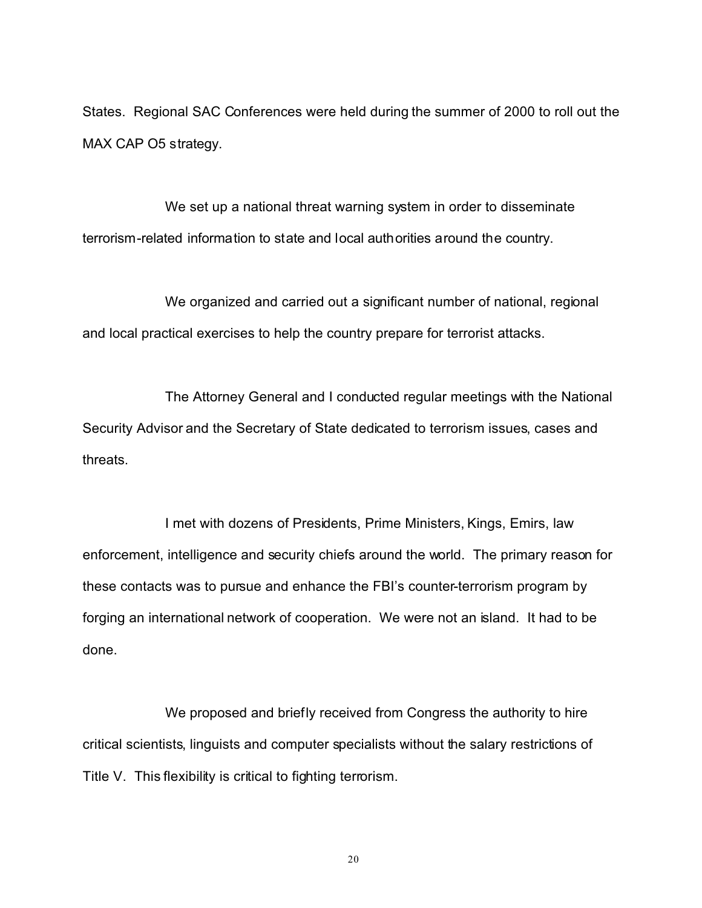States. Regional SAC Conferences were held during the summer of 2000 to roll out the MAX CAP O5 strategy.

We set up a national threat warning system in order to disseminate terrorism-related information to state and local authorities around the country.

We organized and carried out a significant number of national, regional and local practical exercises to help the country prepare for terrorist attacks.

The Attorney General and I conducted regular meetings with the National Security Advisor and the Secretary of State dedicated to terrorism issues, cases and threats.

I met with dozens of Presidents, Prime Ministers, Kings, Emirs, law enforcement, intelligence and security chiefs around the world. The primary reason for these contacts was to pursue and enhance the FBI's counter-terrorism program by forging an international network of cooperation. We were not an island. It had to be done.

We proposed and briefly received from Congress the authority to hire critical scientists, linguists and computer specialists without the salary restrictions of Title V. This flexibility is critical to fighting terrorism.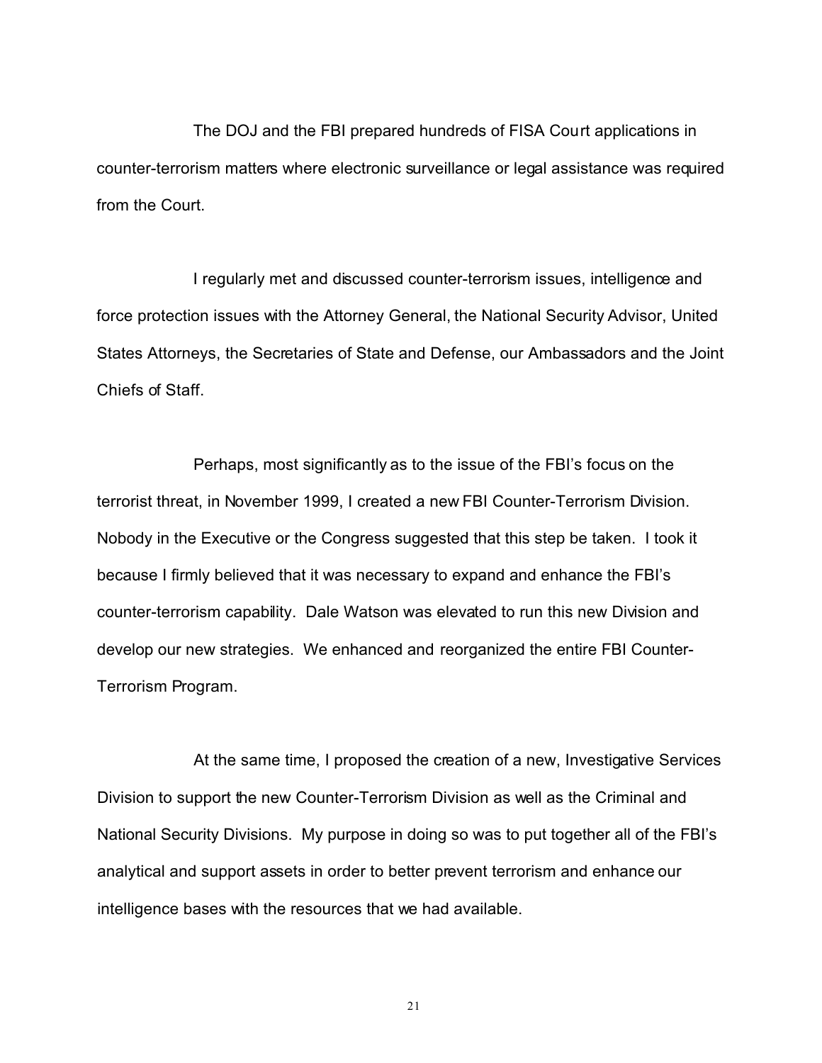The DOJ and the FBI prepared hundreds of FISA Court applications in counter-terrorism matters where electronic surveillance or legal assistance was required from the Court.

I regularly met and discussed counter-terrorism issues, intelligence and force protection issues with the Attorney General, the National Security Advisor, United States Attorneys, the Secretaries of State and Defense, our Ambassadors and the Joint Chiefs of Staff.

Perhaps, most significantly as to the issue of the FBI's focus on the terrorist threat, in November 1999, I created a new FBI Counter-Terrorism Division. Nobody in the Executive or the Congress suggested that this step be taken. I took it because I firmly believed that it was necessary to expand and enhance the FBI's counter-terrorism capability. Dale Watson was elevated to run this new Division and develop our new strategies. We enhanced and reorganized the entire FBI Counter-Terrorism Program.

At the same time, I proposed the creation of a new, Investigative Services Division to support the new Counter-Terrorism Division as well as the Criminal and National Security Divisions. My purpose in doing so was to put together all of the FBI's analytical and support assets in order to better prevent terrorism and enhance our intelligence bases with the resources that we had available.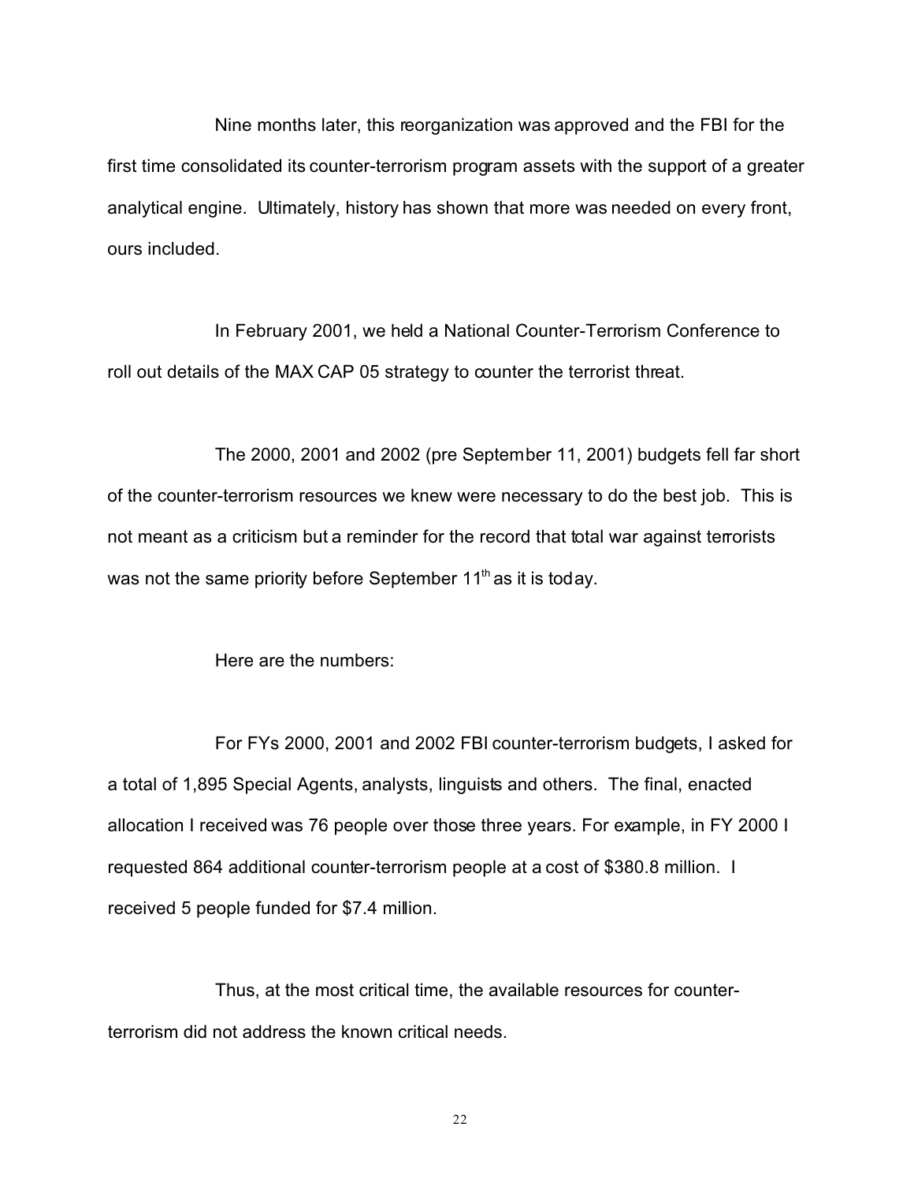Nine months later, this reorganization was approved and the FBI for the first time consolidated its counter-terrorism program assets with the support of a greater analytical engine. Ultimately, history has shown that more was needed on every front, ours included.

In February 2001, we held a National Counter-Terrorism Conference to roll out details of the MAX CAP 05 strategy to counter the terrorist threat.

The 2000, 2001 and 2002 (pre September 11, 2001) budgets fell far short of the counter-terrorism resources we knew were necessary to do the best job. This is not meant as a criticism but a reminder for the record that total war against terrorists was not the same priority before September 11th as it is today.

Here are the numbers:

For FYs 2000, 2001 and 2002 FBI counter-terrorism budgets, I asked for a total of 1,895 Special Agents, analysts, linguists and others. The final, enacted allocation I received was 76 people over those three years. For example, in FY 2000 I requested 864 additional counter-terrorism people at a cost of $380.8 million. I received 5 people funded for $7.4 million.

Thus, at the most critical time, the available resources for counter-terrorism did not address the known critical needs.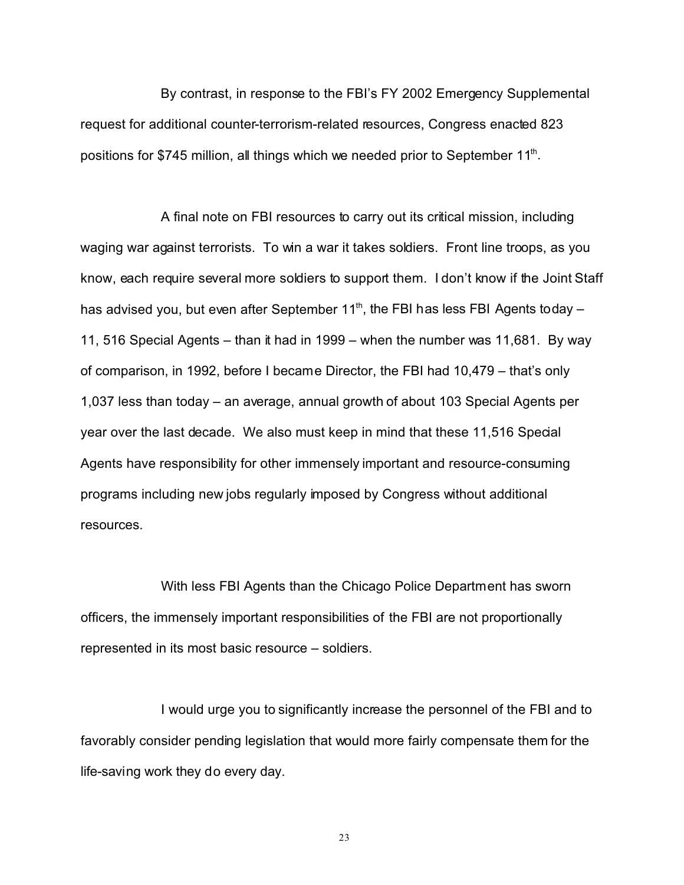By contrast, in response to the FBI's FY 2002 Emergency Supplemental request for additional counter-terrorism-related resources, Congress enacted 823 positions for $745 million, all things which we needed prior to September 11th.

A final note on FBI resources to carry out its critical mission, including waging war against terrorists. To win a war it takes soldiers. Front line troops, as you know, each require several more soldiers to support them. I don't know if the Joint Staff has advised you, but even after September 11th, the FBI has less FBI Agents today – 11, 516 Special Agents – than it had in 1999 – when the number was 11,681. By way of comparison, in 1992, before I became Director, the FBI had 10,479 – that's only 1,037 less than today – an average, annual growth of about 103 Special Agents per year over the last decade. We also must keep in mind that these 11,516 Special Agents have responsibility for other immensely important and resource-consuming programs including new jobs regularly imposed by Congress without additional resources.

With less FBI Agents than the Chicago Police Department has sworn officers, the immensely important responsibilities of the FBI are not proportionally represented in its most basic resource – soldiers.

I would urge you to significantly increase the personnel of the FBI and to favorably consider pending legislation that would more fairly compensate them for the life-saving work they do every day.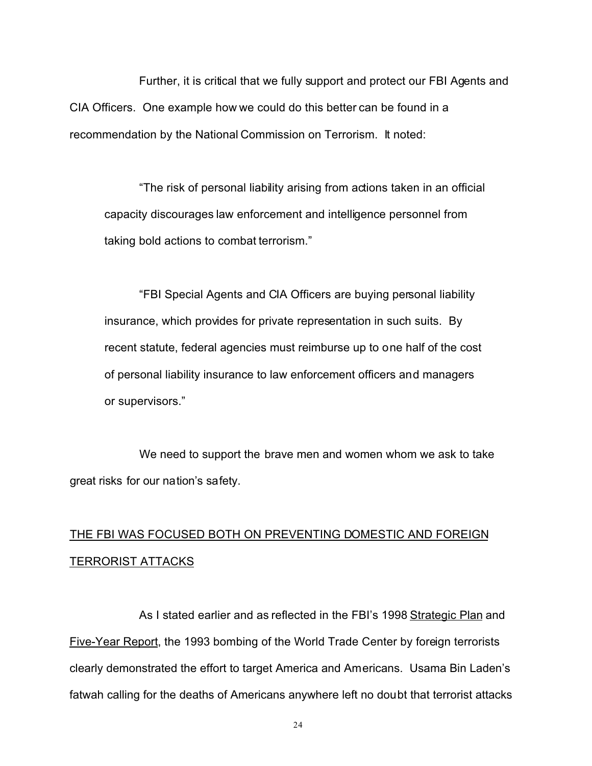Further, it is critical that we fully support and protect our FBI Agents and CIA Officers. One example how we could do this better can be found in a recommendation by the National Commission on Terrorism. It noted:

> "The risk of personal liability arising from actions taken in an official capacity discourages law enforcement and intelligence personnel from taking bold actions to combat terrorism."
>
> "FBI Special Agents and CIA Officers are buying personal liability insurance, which provides for private representation in such suits. By recent statute, federal agencies must reimburse up to one half of the cost of personal liability insurance to law enforcement officers and managers or supervisors."

We need to support the brave men and women whom we ask to take great risks for our nation's safety.

## <u>THE FBI WAS FOCUSED BOTH ON PREVENTING DOMESTIC AND FOREIGN TERRORIST ATTACKS</u>

As I stated earlier and as reflected in the FBI's 1998 <u>Strategic Plan</u> and <u>Five-Year Report</u>, the 1993 bombing of the World Trade Center by foreign terrorists clearly demonstrated the effort to target America and Americans. Usama Bin Laden's fatwah calling for the deaths of Americans anywhere left no doubt that terrorist attacks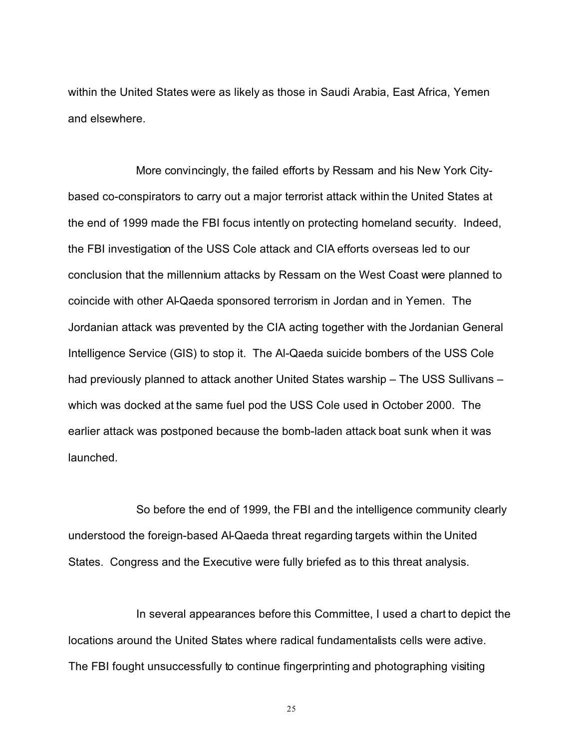within the United States were as likely as those in Saudi Arabia, East Africa, Yemen and elsewhere.

More convincingly, the failed efforts by Ressam and his New York City-based co-conspirators to carry out a major terrorist attack within the United States at the end of 1999 made the FBI focus intently on protecting homeland security. Indeed, the FBI investigation of the USS Cole attack and CIA efforts overseas led to our conclusion that the millennium attacks by Ressam on the West Coast were planned to coincide with other Al-Qaeda sponsored terrorism in Jordan and in Yemen. The Jordanian attack was prevented by the CIA acting together with the Jordanian General Intelligence Service (GIS) to stop it. The Al-Qaeda suicide bombers of the USS Cole had previously planned to attack another United States warship – The USS Sullivans – which was docked at the same fuel pod the USS Cole used in October 2000. The earlier attack was postponed because the bomb-laden attack boat sunk when it was launched.

So before the end of 1999, the FBI and the intelligence community clearly understood the foreign-based Al-Qaeda threat regarding targets within the United States. Congress and the Executive were fully briefed as to this threat analysis.

In several appearances before this Committee, I used a chart to depict the locations around the United States where radical fundamentalists cells were active. The FBI fought unsuccessfully to continue fingerprinting and photographing visiting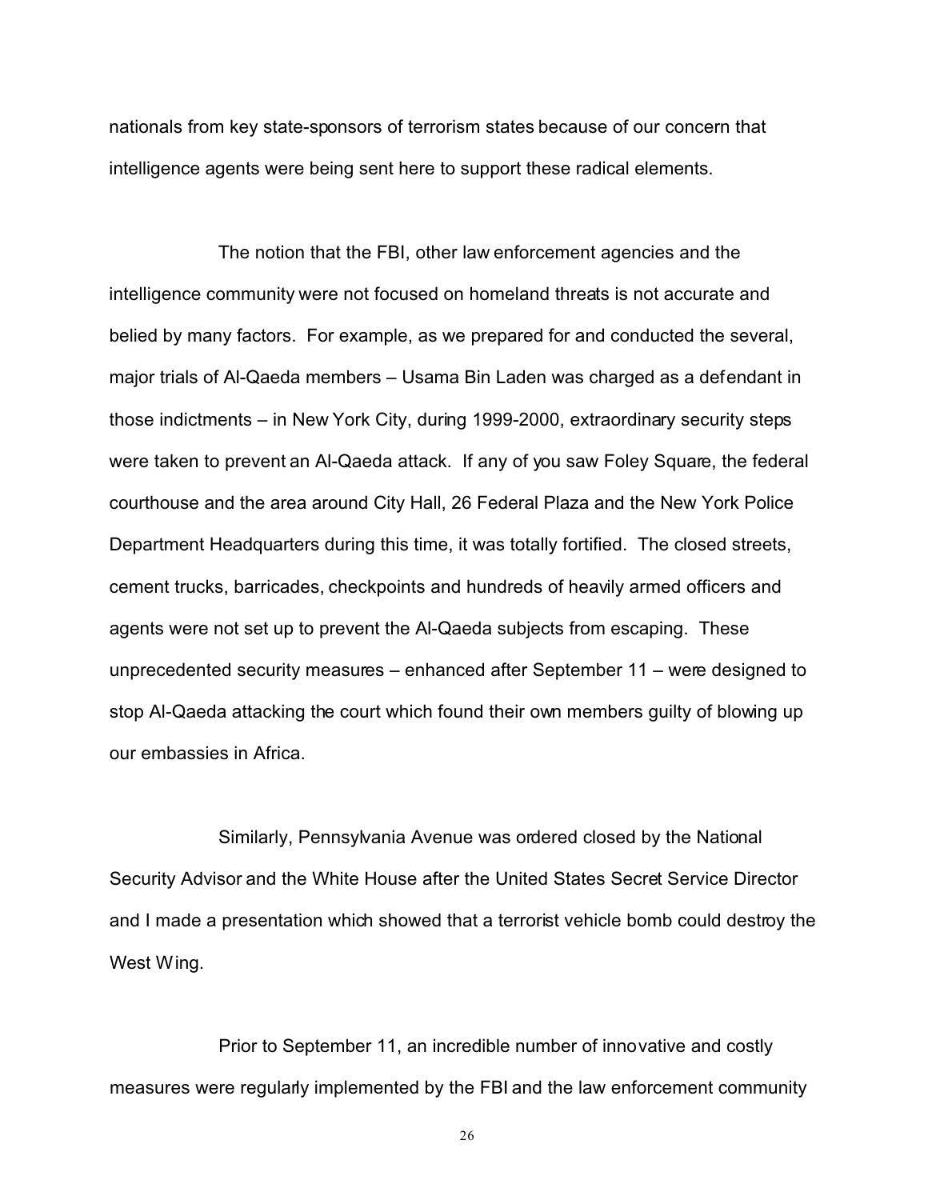nationals from key state-sponsors of terrorism states because of our concern that intelligence agents were being sent here to support these radical elements.

The notion that the FBI, other law enforcement agencies and the intelligence community were not focused on homeland threats is not accurate and belied by many factors. For example, as we prepared for and conducted the several, major trials of Al-Qaeda members – Usama Bin Laden was charged as a defendant in those indictments – in New York City, during 1999-2000, extraordinary security steps were taken to prevent an Al-Qaeda attack. If any of you saw Foley Square, the federal courthouse and the area around City Hall, 26 Federal Plaza and the New York Police Department Headquarters during this time, it was totally fortified. The closed streets, cement trucks, barricades, checkpoints and hundreds of heavily armed officers and agents were not set up to prevent the Al-Qaeda subjects from escaping. These unprecedented security measures – enhanced after September 11 – were designed to stop Al-Qaeda attacking the court which found their own members guilty of blowing up our embassies in Africa.

Similarly, Pennsylvania Avenue was ordered closed by the National Security Advisor and the White House after the United States Secret Service Director and I made a presentation which showed that a terrorist vehicle bomb could destroy the West Wing.

Prior to September 11, an incredible number of innovative and costly measures were regularly implemented by the FBI and the law enforcement community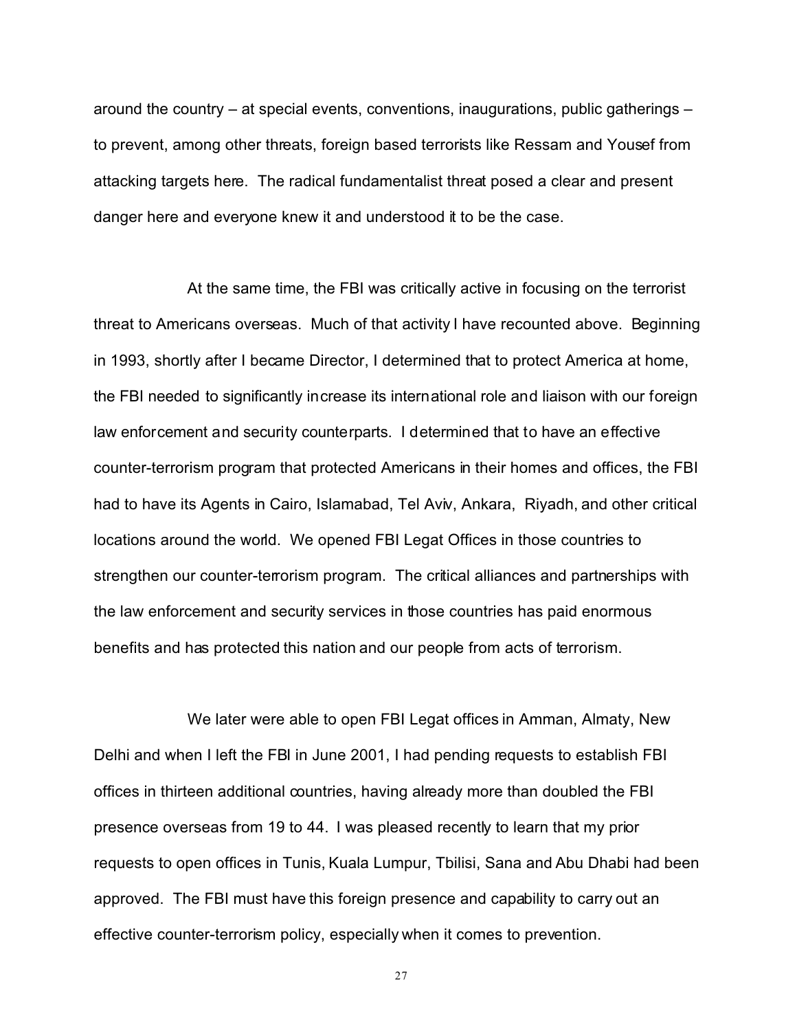around the country – at special events, conventions, inaugurations, public gatherings – to prevent, among other threats, foreign based terrorists like Ressam and Yousef from attacking targets here. The radical fundamentalist threat posed a clear and present danger here and everyone knew it and understood it to be the case.

At the same time, the FBI was critically active in focusing on the terrorist threat to Americans overseas. Much of that activity I have recounted above. Beginning in 1993, shortly after I became Director, I determined that to protect America at home, the FBI needed to significantly increase its international role and liaison with our foreign law enforcement and security counterparts. I determined that to have an effective counter-terrorism program that protected Americans in their homes and offices, the FBI had to have its Agents in Cairo, Islamabad, Tel Aviv, Ankara, Riyadh, and other critical locations around the world. We opened FBI Legat Offices in those countries to strengthen our counter-terrorism program. The critical alliances and partnerships with the law enforcement and security services in those countries has paid enormous benefits and has protected this nation and our people from acts of terrorism.

We later were able to open FBI Legat offices in Amman, Almaty, New Delhi and when I left the FBI in June 2001, I had pending requests to establish FBI offices in thirteen additional countries, having already more than doubled the FBI presence overseas from 19 to 44. I was pleased recently to learn that my prior requests to open offices in Tunis, Kuala Lumpur, Tbilisi, Sana and Abu Dhabi had been approved. The FBI must have this foreign presence and capability to carry out an effective counter-terrorism policy, especially when it comes to prevention.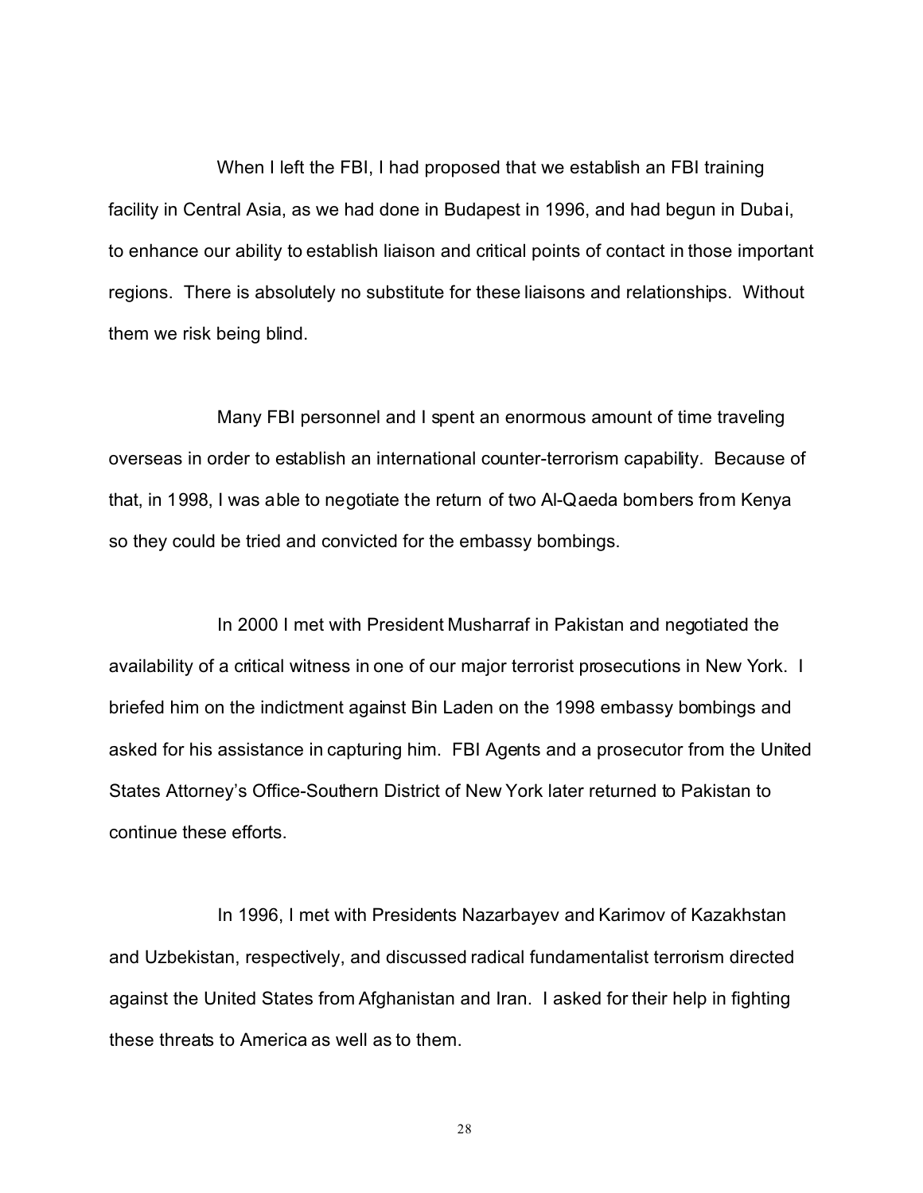When I left the FBI, I had proposed that we establish an FBI training facility in Central Asia, as we had done in Budapest in 1996, and had begun in Dubai, to enhance our ability to establish liaison and critical points of contact in those important regions. There is absolutely no substitute for these liaisons and relationships. Without them we risk being blind.

Many FBI personnel and I spent an enormous amount of time traveling overseas in order to establish an international counter-terrorism capability. Because of that, in 1998, I was able to negotiate the return of two Al-Qaeda bombers from Kenya so they could be tried and convicted for the embassy bombings.

In 2000 I met with President Musharraf in Pakistan and negotiated the availability of a critical witness in one of our major terrorist prosecutions in New York. I briefed him on the indictment against Bin Laden on the 1998 embassy bombings and asked for his assistance in capturing him. FBI Agents and a prosecutor from the United States Attorney's Office-Southern District of New York later returned to Pakistan to continue these efforts.

In 1996, I met with Presidents Nazarbayev and Karimov of Kazakhstan and Uzbekistan, respectively, and discussed radical fundamentalist terrorism directed against the United States from Afghanistan and Iran. I asked for their help in fighting these threats to America as well as to them.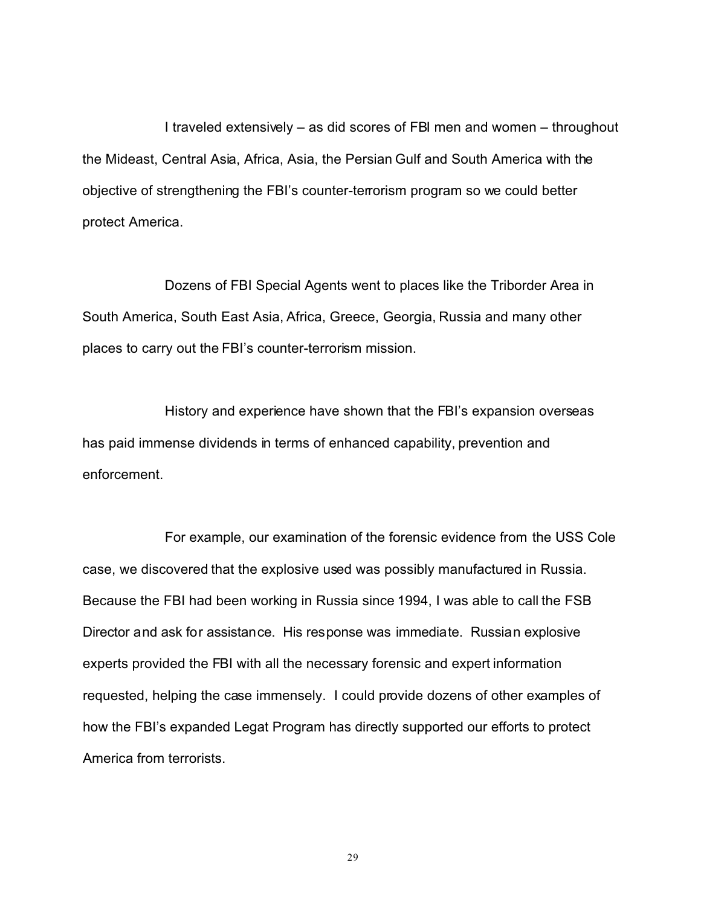I traveled extensively – as did scores of FBI men and women – throughout the Mideast, Central Asia, Africa, Asia, the Persian Gulf and South America with the objective of strengthening the FBI's counter-terrorism program so we could better protect America.

Dozens of FBI Special Agents went to places like the Triborder Area in South America, South East Asia, Africa, Greece, Georgia, Russia and many other places to carry out the FBI's counter-terrorism mission.

History and experience have shown that the FBI's expansion overseas has paid immense dividends in terms of enhanced capability, prevention and enforcement.

For example, our examination of the forensic evidence from the USS Cole case, we discovered that the explosive used was possibly manufactured in Russia. Because the FBI had been working in Russia since 1994, I was able to call the FSB Director and ask for assistance. His response was immediate. Russian explosive experts provided the FBI with all the necessary forensic and expert information requested, helping the case immensely. I could provide dozens of other examples of how the FBI's expanded Legat Program has directly supported our efforts to protect America from terrorists.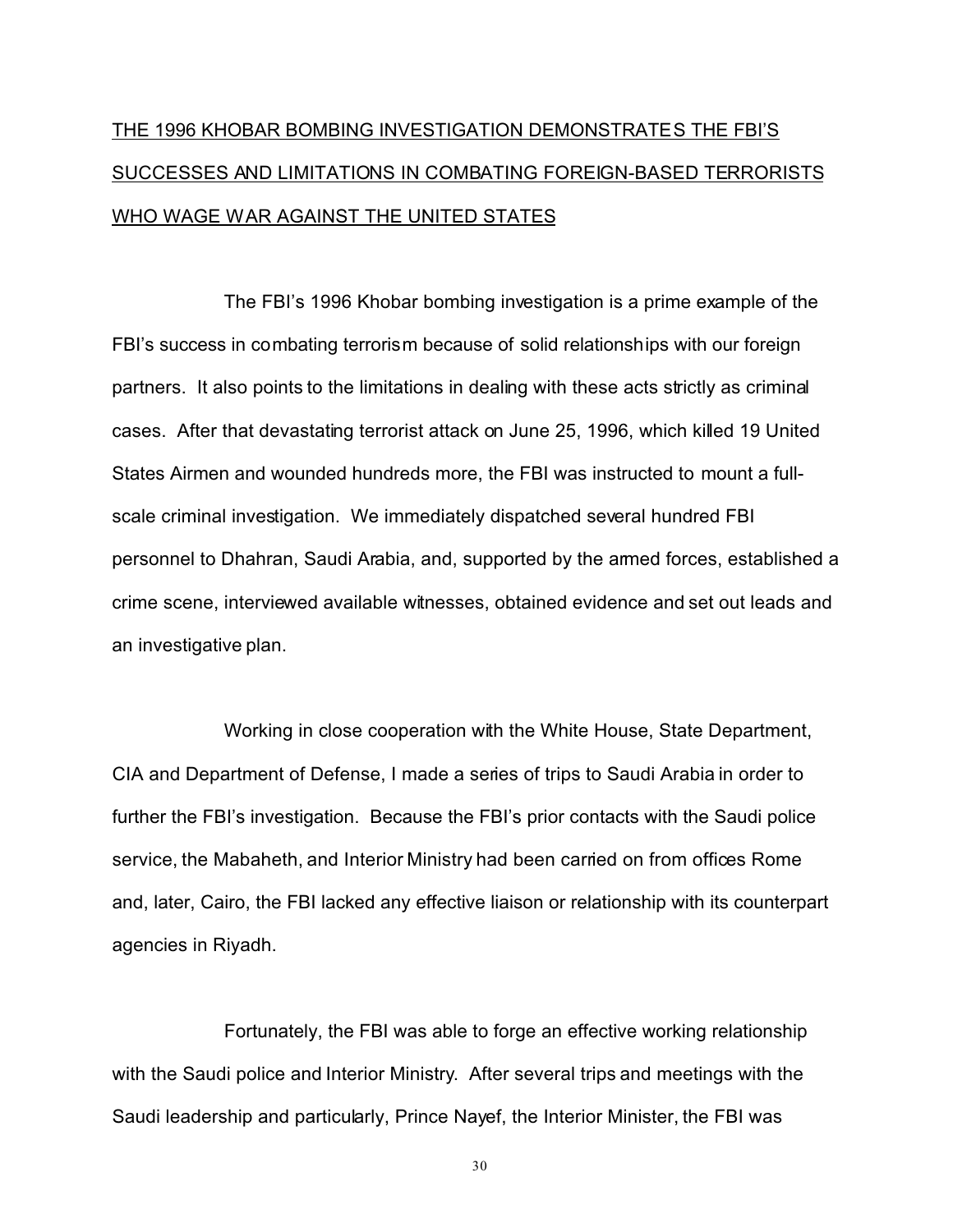THE 1996 KHOBAR BOMBING INVESTIGATION DEMONSTRATES THE FBI'S SUCCESSES AND LIMITATIONS IN COMBATING FOREIGN-BASED TERRORISTS WHO WAGE WAR AGAINST THE UNITED STATES

The FBI's 1996 Khobar bombing investigation is a prime example of the FBI's success in combating terrorism because of solid relationships with our foreign partners. It also points to the limitations in dealing with these acts strictly as criminal cases. After that devastating terrorist attack on June 25, 1996, which killed 19 United States Airmen and wounded hundreds more, the FBI was instructed to mount a full-scale criminal investigation. We immediately dispatched several hundred FBI personnel to Dhahran, Saudi Arabia, and, supported by the armed forces, established a crime scene, interviewed available witnesses, obtained evidence and set out leads and an investigative plan.

Working in close cooperation with the White House, State Department, CIA and Department of Defense, I made a series of trips to Saudi Arabia in order to further the FBI's investigation. Because the FBI's prior contacts with the Saudi police service, the Mabaheth, and Interior Ministry had been carried on from offices Rome and, later, Cairo, the FBI lacked any effective liaison or relationship with its counterpart agencies in Riyadh.

Fortunately, the FBI was able to forge an effective working relationship with the Saudi police and Interior Ministry. After several trips and meetings with the Saudi leadership and particularly, Prince Nayef, the Interior Minister, the FBI was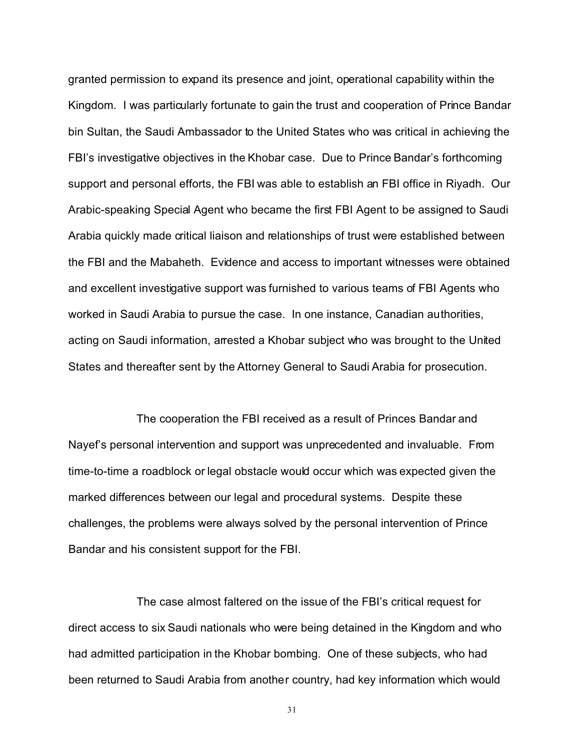granted permission to expand its presence and joint, operational capability within the Kingdom. I was particularly fortunate to gain the trust and cooperation of Prince Bandar bin Sultan, the Saudi Ambassador to the United States who was critical in achieving the FBI's investigative objectives in the Khobar case. Due to Prince Bandar's forthcoming support and personal efforts, the FBI was able to establish an FBI office in Riyadh. Our Arabic-speaking Special Agent who became the first FBI Agent to be assigned to Saudi Arabia quickly made critical liaison and relationships of trust were established between the FBI and the Mabaheth. Evidence and access to important witnesses were obtained and excellent investigative support was furnished to various teams of FBI Agents who worked in Saudi Arabia to pursue the case. In one instance, Canadian authorities, acting on Saudi information, arrested a Khobar subject who was brought to the United States and thereafter sent by the Attorney General to Saudi Arabia for prosecution.

The cooperation the FBI received as a result of Princes Bandar and Nayef's personal intervention and support was unprecedented and invaluable. From time-to-time a roadblock or legal obstacle would occur which was expected given the marked differences between our legal and procedural systems. Despite these challenges, the problems were always solved by the personal intervention of Prince Bandar and his consistent support for the FBI.

The case almost faltered on the issue of the FBI's critical request for direct access to six Saudi nationals who were being detained in the Kingdom and who had admitted participation in the Khobar bombing. One of these subjects, who had been returned to Saudi Arabia from another country, had key information which would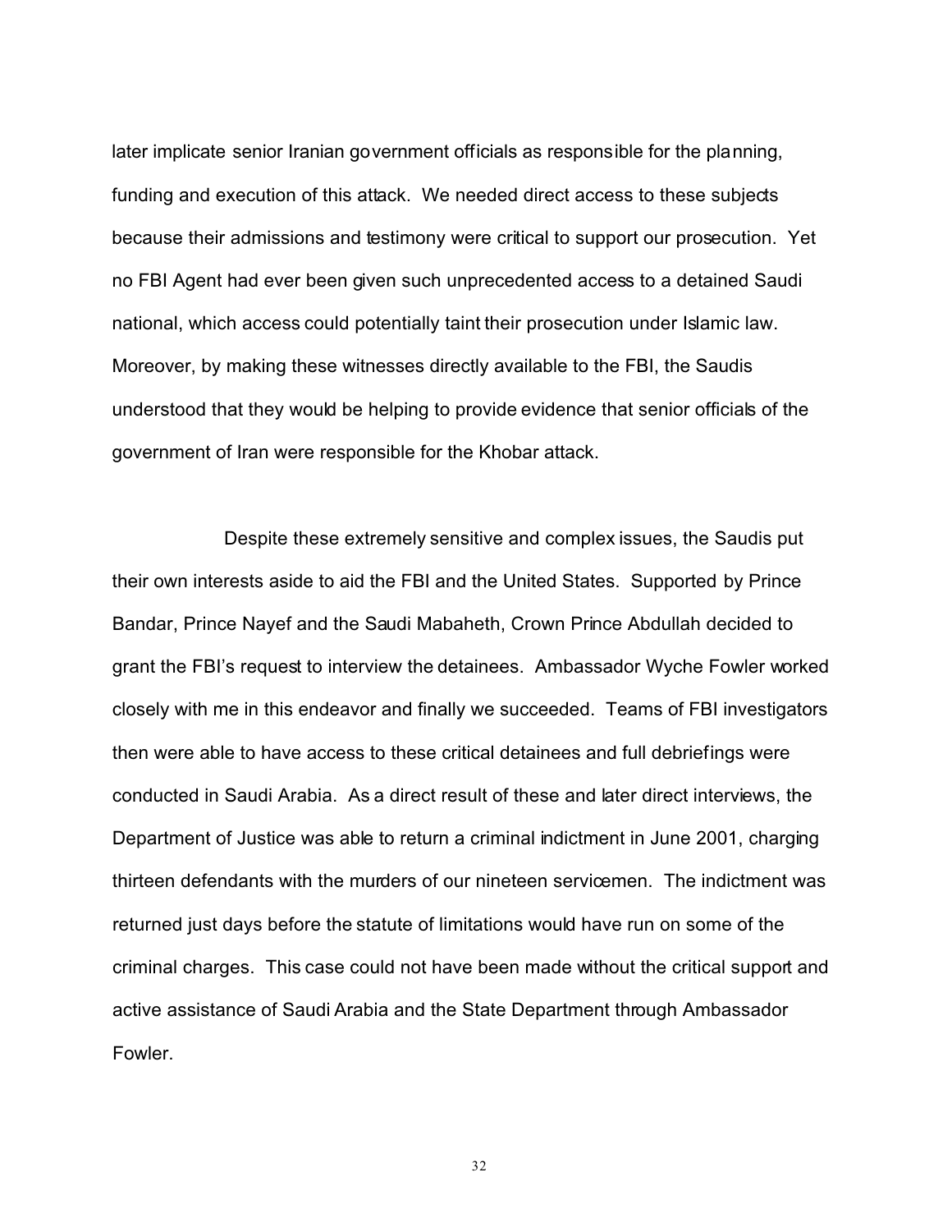later implicate senior Iranian government officials as responsible for the planning, funding and execution of this attack. We needed direct access to these subjects because their admissions and testimony were critical to support our prosecution. Yet no FBI Agent had ever been given such unprecedented access to a detained Saudi national, which access could potentially taint their prosecution under Islamic law. Moreover, by making these witnesses directly available to the FBI, the Saudis understood that they would be helping to provide evidence that senior officials of the government of Iran were responsible for the Khobar attack.

Despite these extremely sensitive and complex issues, the Saudis put their own interests aside to aid the FBI and the United States. Supported by Prince Bandar, Prince Nayef and the Saudi Mabaheth, Crown Prince Abdullah decided to grant the FBI's request to interview the detainees. Ambassador Wyche Fowler worked closely with me in this endeavor and finally we succeeded. Teams of FBI investigators then were able to have access to these critical detainees and full debriefings were conducted in Saudi Arabia. As a direct result of these and later direct interviews, the Department of Justice was able to return a criminal indictment in June 2001, charging thirteen defendants with the murders of our nineteen servicemen. The indictment was returned just days before the statute of limitations would have run on some of the criminal charges. This case could not have been made without the critical support and active assistance of Saudi Arabia and the State Department through Ambassador Fowler.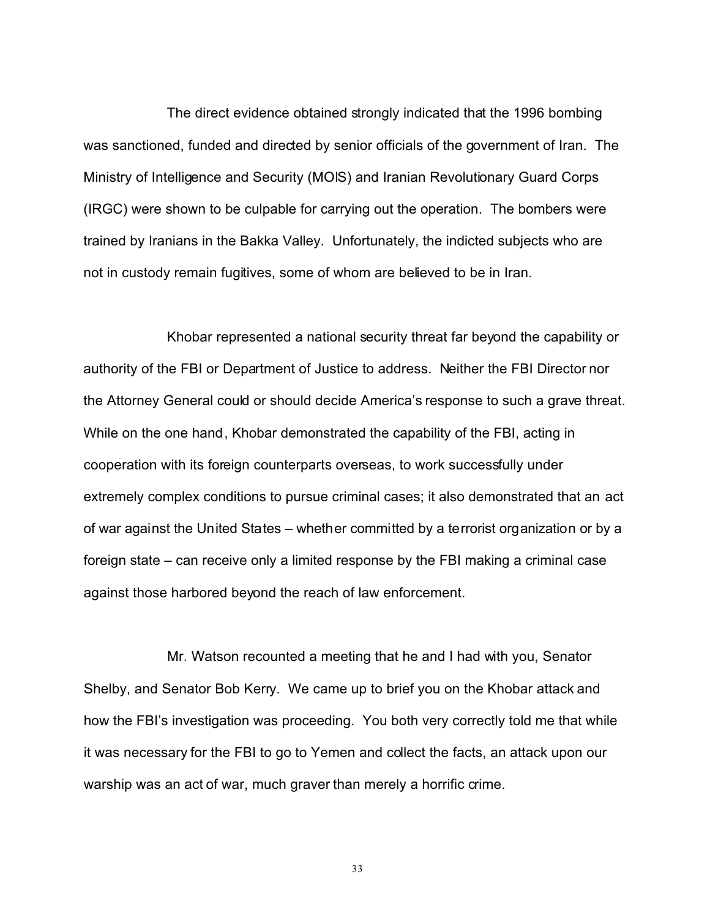The direct evidence obtained strongly indicated that the 1996 bombing was sanctioned, funded and directed by senior officials of the government of Iran. The Ministry of Intelligence and Security (MOIS) and Iranian Revolutionary Guard Corps (IRGC) were shown to be culpable for carrying out the operation. The bombers were trained by Iranians in the Bakka Valley. Unfortunately, the indicted subjects who are not in custody remain fugitives, some of whom are believed to be in Iran.

Khobar represented a national security threat far beyond the capability or authority of the FBI or Department of Justice to address. Neither the FBI Director nor the Attorney General could or should decide America's response to such a grave threat. While on the one hand, Khobar demonstrated the capability of the FBI, acting in cooperation with its foreign counterparts overseas, to work successfully under extremely complex conditions to pursue criminal cases; it also demonstrated that an act of war against the United States – whether committed by a terrorist organization or by a foreign state – can receive only a limited response by the FBI making a criminal case against those harbored beyond the reach of law enforcement.

Mr. Watson recounted a meeting that he and I had with you, Senator Shelby, and Senator Bob Kerry. We came up to brief you on the Khobar attack and how the FBI's investigation was proceeding. You both very correctly told me that while it was necessary for the FBI to go to Yemen and collect the facts, an attack upon our warship was an act of war, much graver than merely a horrific crime.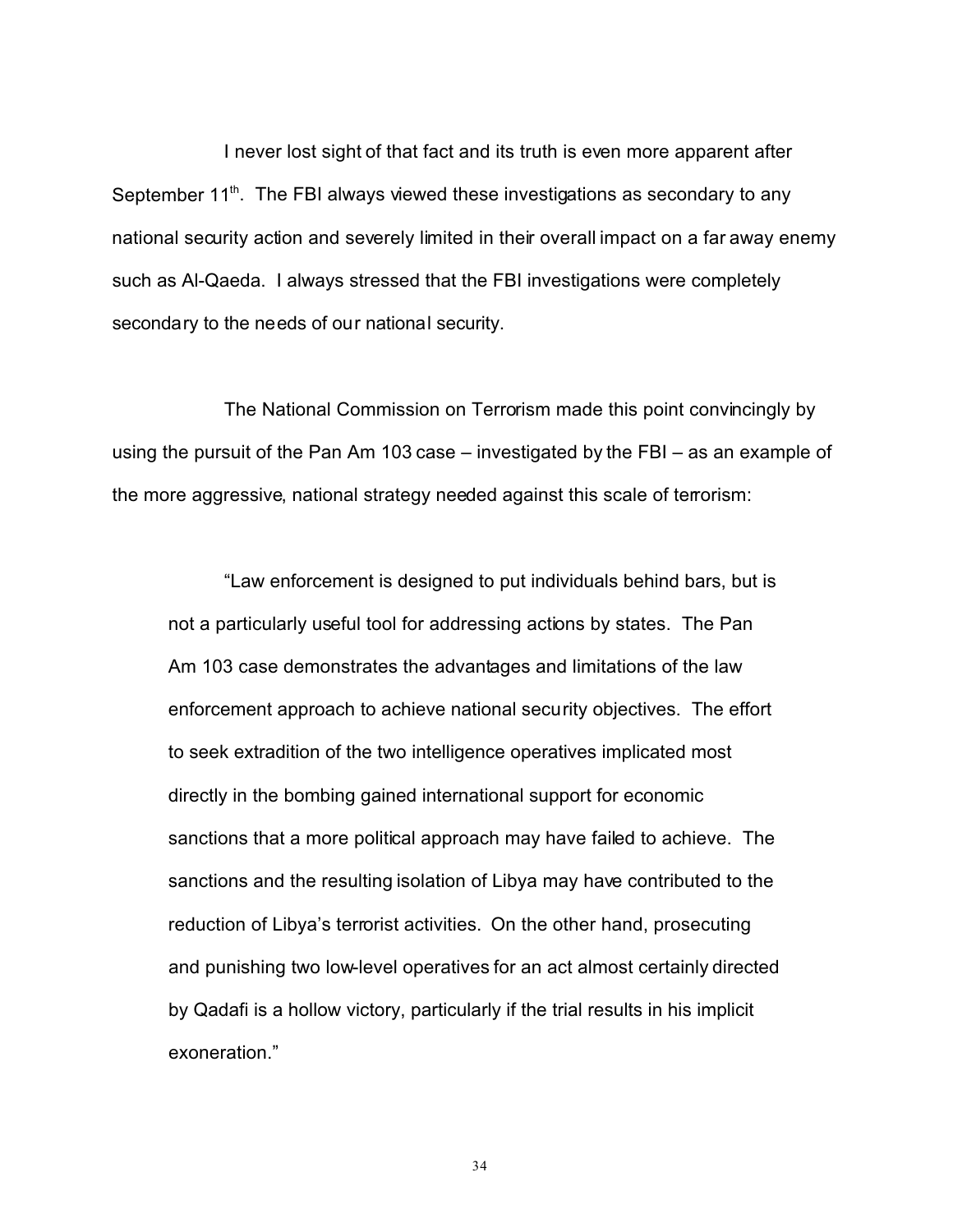I never lost sight of that fact and its truth is even more apparent after September 11th. The FBI always viewed these investigations as secondary to any national security action and severely limited in their overall impact on a far away enemy such as Al-Qaeda. I always stressed that the FBI investigations were completely secondary to the needs of our national security.

The National Commission on Terrorism made this point convincingly by using the pursuit of the Pan Am 103 case – investigated by the FBI – as an example of the more aggressive, national strategy needed against this scale of terrorism:

> "Law enforcement is designed to put individuals behind bars, but is not a particularly useful tool for addressing actions by states. The Pan Am 103 case demonstrates the advantages and limitations of the law enforcement approach to achieve national security objectives. The effort to seek extradition of the two intelligence operatives implicated most directly in the bombing gained international support for economic sanctions that a more political approach may have failed to achieve. The sanctions and the resulting isolation of Libya may have contributed to the reduction of Libya's terrorist activities. On the other hand, prosecuting and punishing two low-level operatives for an act almost certainly directed by Qadafi is a hollow victory, particularly if the trial results in his implicit exoneration."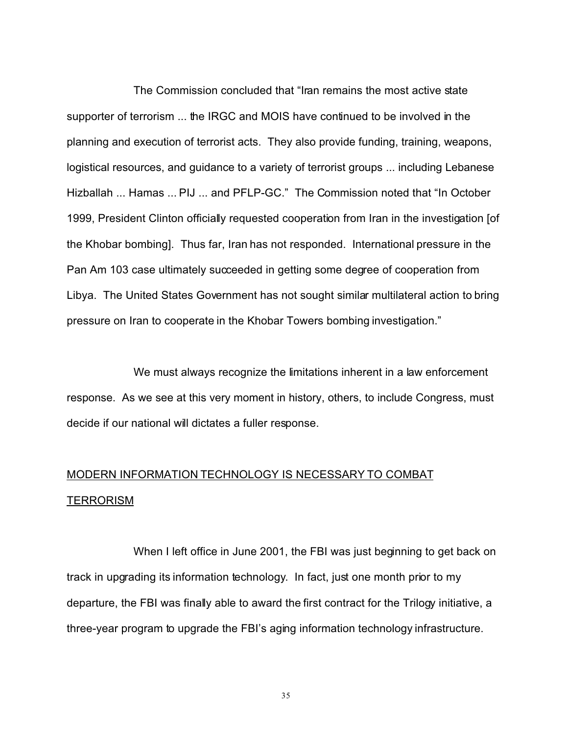The Commission concluded that "Iran remains the most active state supporter of terrorism ... the IRGC and MOIS have continued to be involved in the planning and execution of terrorist acts. They also provide funding, training, weapons, logistical resources, and guidance to a variety of terrorist groups ... including Lebanese Hizballah ... Hamas ... PIJ ... and PFLP-GC." The Commission noted that "In October 1999, President Clinton officially requested cooperation from Iran in the investigation [of the Khobar bombing]. Thus far, Iran has not responded. International pressure in the Pan Am 103 case ultimately succeeded in getting some degree of cooperation from Libya. The United States Government has not sought similar multilateral action to bring pressure on Iran to cooperate in the Khobar Towers bombing investigation."

We must always recognize the limitations inherent in a law enforcement response. As we see at this very moment in history, others, to include Congress, must decide if our national will dictates a fuller response.

## MODERN INFORMATION TECHNOLOGY IS NECESSARY TO COMBAT TERRORISM

When I left office in June 2001, the FBI was just beginning to get back on track in upgrading its information technology. In fact, just one month prior to my departure, the FBI was finally able to award the first contract for the Trilogy initiative, a three-year program to upgrade the FBI's aging information technology infrastructure.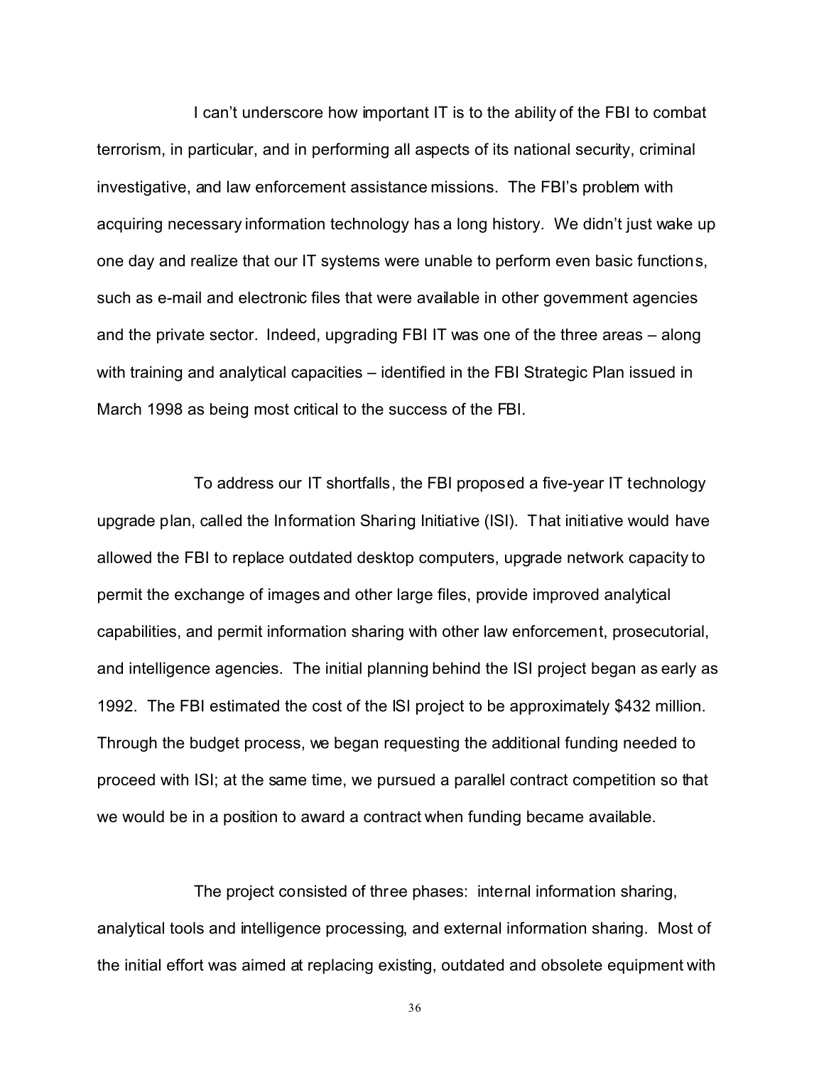I can't underscore how important IT is to the ability of the FBI to combat terrorism, in particular, and in performing all aspects of its national security, criminal investigative, and law enforcement assistance missions. The FBI's problem with acquiring necessary information technology has a long history. We didn't just wake up one day and realize that our IT systems were unable to perform even basic functions, such as e-mail and electronic files that were available in other government agencies and the private sector. Indeed, upgrading FBI IT was one of the three areas – along with training and analytical capacities – identified in the FBI Strategic Plan issued in March 1998 as being most critical to the success of the FBI.

To address our IT shortfalls, the FBI proposed a five-year IT technology upgrade plan, called the Information Sharing Initiative (ISI). That initiative would have allowed the FBI to replace outdated desktop computers, upgrade network capacity to permit the exchange of images and other large files, provide improved analytical capabilities, and permit information sharing with other law enforcement, prosecutorial, and intelligence agencies. The initial planning behind the ISI project began as early as 1992. The FBI estimated the cost of the ISI project to be approximately $432 million. Through the budget process, we began requesting the additional funding needed to proceed with ISI; at the same time, we pursued a parallel contract competition so that we would be in a position to award a contract when funding became available.

The project consisted of three phases: internal information sharing, analytical tools and intelligence processing, and external information sharing. Most of the initial effort was aimed at replacing existing, outdated and obsolete equipment with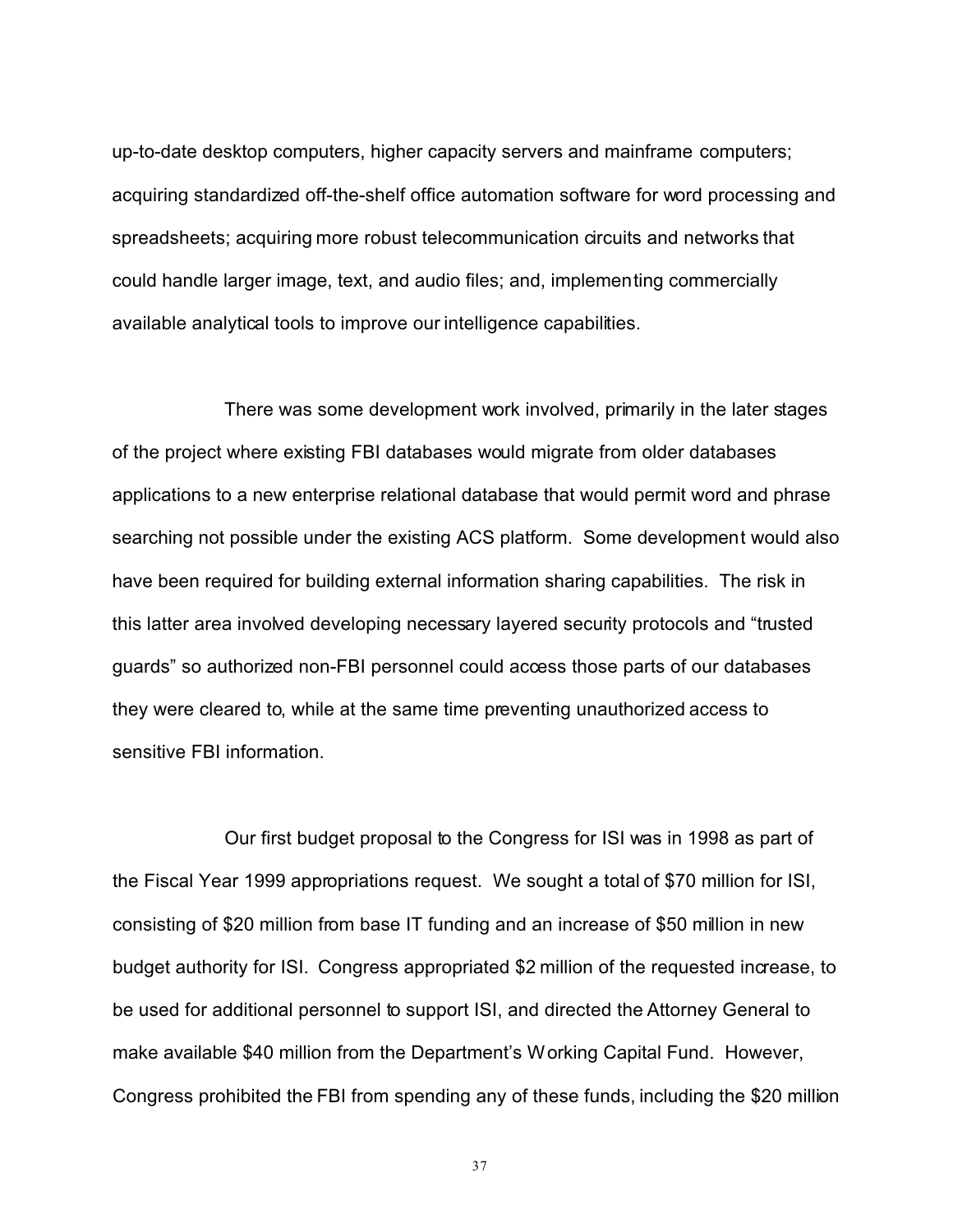up-to-date desktop computers, higher capacity servers and mainframe computers; acquiring standardized off-the-shelf office automation software for word processing and spreadsheets; acquiring more robust telecommunication circuits and networks that could handle larger image, text, and audio files; and, implementing commercially available analytical tools to improve our intelligence capabilities.

There was some development work involved, primarily in the later stages of the project where existing FBI databases would migrate from older databases applications to a new enterprise relational database that would permit word and phrase searching not possible under the existing ACS platform. Some development would also have been required for building external information sharing capabilities. The risk in this latter area involved developing necessary layered security protocols and "trusted guards" so authorized non-FBI personnel could access those parts of our databases they were cleared to, while at the same time preventing unauthorized access to sensitive FBI information.

Our first budget proposal to the Congress for ISI was in 1998 as part of the Fiscal Year 1999 appropriations request. We sought a total of $70 million for ISI, consisting of $20 million from base IT funding and an increase of $50 million in new budget authority for ISI. Congress appropriated $2 million of the requested increase, to be used for additional personnel to support ISI, and directed the Attorney General to make available $40 million from the Department's Working Capital Fund. However, Congress prohibited the FBI from spending any of these funds, including the $20 million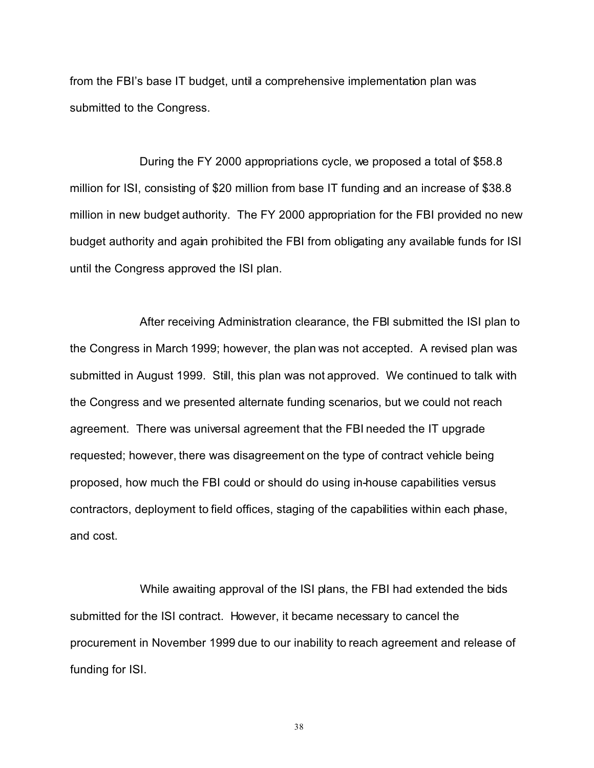from the FBI's base IT budget, until a comprehensive implementation plan was submitted to the Congress.

During the FY 2000 appropriations cycle, we proposed a total of $58.8 million for ISI, consisting of $20 million from base IT funding and an increase of $38.8 million in new budget authority. The FY 2000 appropriation for the FBI provided no new budget authority and again prohibited the FBI from obligating any available funds for ISI until the Congress approved the ISI plan.

After receiving Administration clearance, the FBI submitted the ISI plan to the Congress in March 1999; however, the plan was not accepted. A revised plan was submitted in August 1999. Still, this plan was not approved. We continued to talk with the Congress and we presented alternate funding scenarios, but we could not reach agreement. There was universal agreement that the FBI needed the IT upgrade requested; however, there was disagreement on the type of contract vehicle being proposed, how much the FBI could or should do using in-house capabilities versus contractors, deployment to field offices, staging of the capabilities within each phase, and cost.

While awaiting approval of the ISI plans, the FBI had extended the bids submitted for the ISI contract. However, it became necessary to cancel the procurement in November 1999 due to our inability to reach agreement and release of funding for ISI.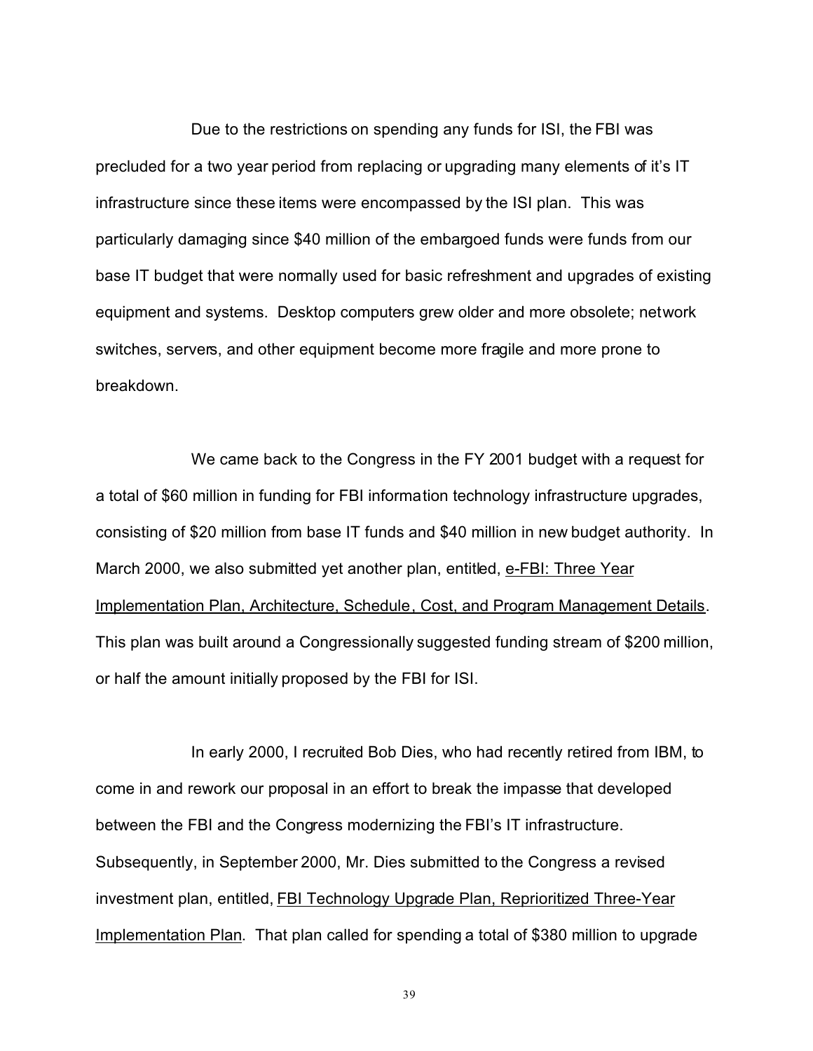Due to the restrictions on spending any funds for ISI, the FBI was precluded for a two year period from replacing or upgrading many elements of it's IT infrastructure since these items were encompassed by the ISI plan. This was particularly damaging since $40 million of the embargoed funds were funds from our base IT budget that were normally used for basic refreshment and upgrades of existing equipment and systems. Desktop computers grew older and more obsolete; network switches, servers, and other equipment become more fragile and more prone to breakdown.

We came back to the Congress in the FY 2001 budget with a request for a total of $60 million in funding for FBI information technology infrastructure upgrades, consisting of $20 million from base IT funds and $40 million in new budget authority. In March 2000, we also submitted yet another plan, entitled, <u>e-FBI: Three Year Implementation Plan, Architecture, Schedule, Cost, and Program Management Details</u>. This plan was built around a Congressionally suggested funding stream of $200 million, or half the amount initially proposed by the FBI for ISI.

In early 2000, I recruited Bob Dies, who had recently retired from IBM, to come in and rework our proposal in an effort to break the impasse that developed between the FBI and the Congress modernizing the FBI's IT infrastructure. Subsequently, in September 2000, Mr. Dies submitted to the Congress a revised investment plan, entitled, <u>FBI Technology Upgrade Plan, Reprioritized Three-Year Implementation Plan</u>. That plan called for spending a total of $380 million to upgrade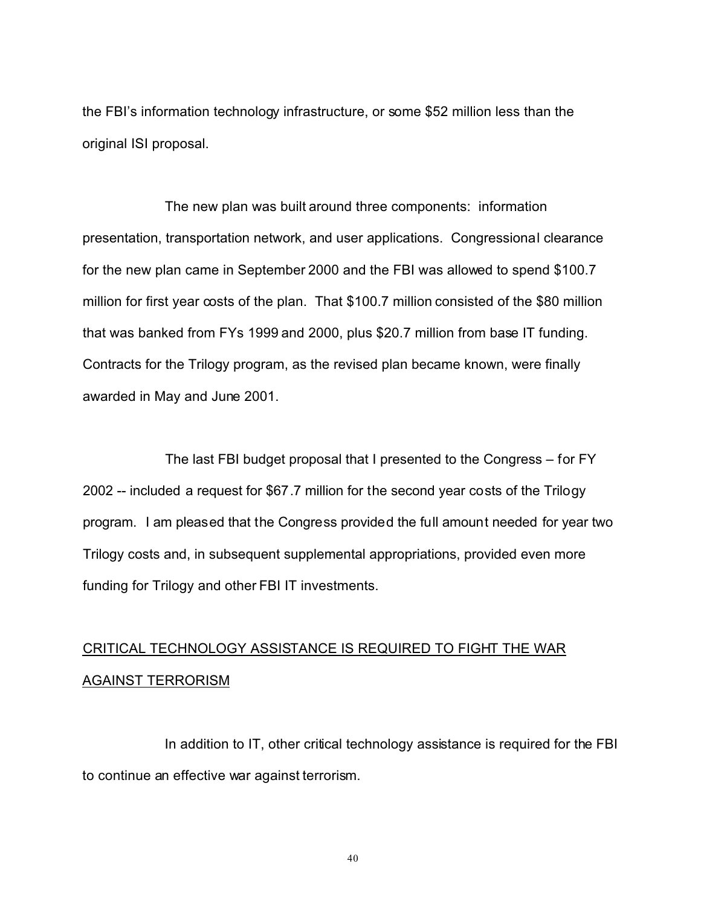the FBI's information technology infrastructure, or some $52 million less than the original ISI proposal.

The new plan was built around three components: information presentation, transportation network, and user applications. Congressional clearance for the new plan came in September 2000 and the FBI was allowed to spend $100.7 million for first year costs of the plan. That $100.7 million consisted of the $80 million that was banked from FYs 1999 and 2000, plus $20.7 million from base IT funding. Contracts for the Trilogy program, as the revised plan became known, were finally awarded in May and June 2001.

The last FBI budget proposal that I presented to the Congress – for FY 2002 -- included a request for $67.7 million for the second year costs of the Trilogy program. I am pleased that the Congress provided the full amount needed for year two Trilogy costs and, in subsequent supplemental appropriations, provided even more funding for Trilogy and other FBI IT investments.

## CRITICAL TECHNOLOGY ASSISTANCE IS REQUIRED TO FIGHT THE WAR AGAINST TERRORISM

In addition to IT, other critical technology assistance is required for the FBI to continue an effective war against terrorism.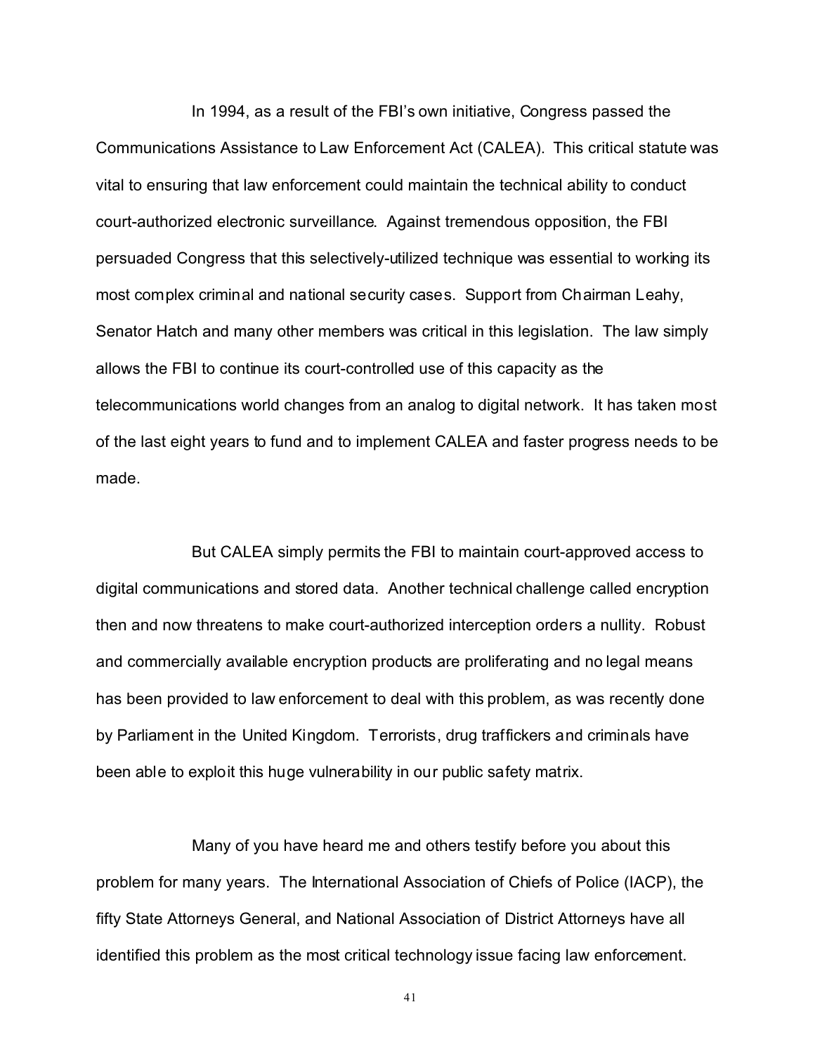In 1994, as a result of the FBI's own initiative, Congress passed the Communications Assistance to Law Enforcement Act (CALEA). This critical statute was vital to ensuring that law enforcement could maintain the technical ability to conduct court-authorized electronic surveillance. Against tremendous opposition, the FBI persuaded Congress that this selectively-utilized technique was essential to working its most complex criminal and national security cases. Support from Chairman Leahy, Senator Hatch and many other members was critical in this legislation. The law simply allows the FBI to continue its court-controlled use of this capacity as the telecommunications world changes from an analog to digital network. It has taken most of the last eight years to fund and to implement CALEA and faster progress needs to be made.

But CALEA simply permits the FBI to maintain court-approved access to digital communications and stored data. Another technical challenge called encryption then and now threatens to make court-authorized interception orders a nullity. Robust and commercially available encryption products are proliferating and no legal means has been provided to law enforcement to deal with this problem, as was recently done by Parliament in the United Kingdom. Terrorists, drug traffickers and criminals have been able to exploit this huge vulnerability in our public safety matrix.

Many of you have heard me and others testify before you about this problem for many years. The International Association of Chiefs of Police (IACP), the fifty State Attorneys General, and National Association of District Attorneys have all identified this problem as the most critical technology issue facing law enforcement.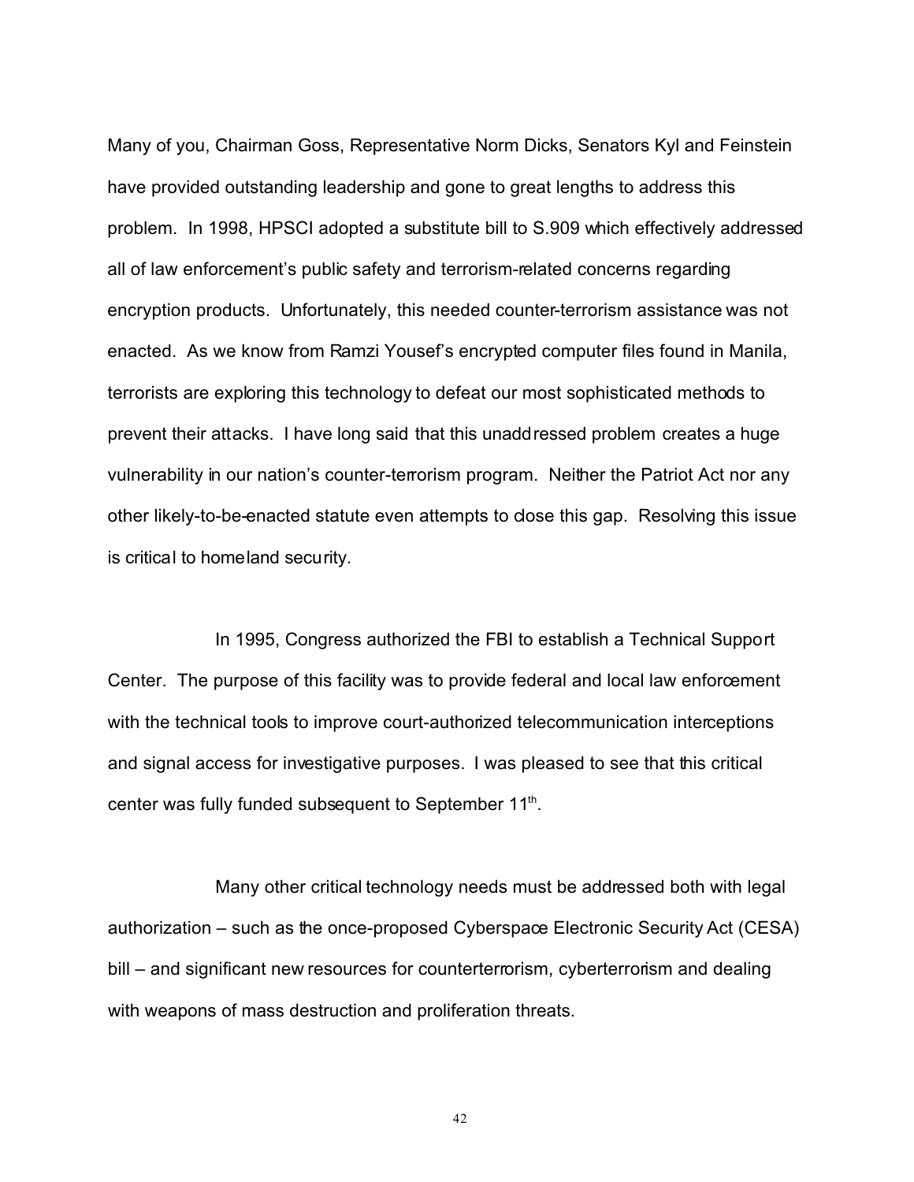Many of you, Chairman Goss, Representative Norm Dicks, Senators Kyl and Feinstein have provided outstanding leadership and gone to great lengths to address this problem. In 1998, HPSCI adopted a substitute bill to S.909 which effectively addressed all of law enforcement's public safety and terrorism-related concerns regarding encryption products. Unfortunately, this needed counter-terrorism assistance was not enacted. As we know from Ramzi Yousef's encrypted computer files found in Manila, terrorists are exploring this technology to defeat our most sophisticated methods to prevent their attacks. I have long said that this unaddressed problem creates a huge vulnerability in our nation's counter-terrorism program. Neither the Patriot Act nor any other likely-to-be-enacted statute even attempts to close this gap. Resolving this issue is critical to homeland security.

In 1995, Congress authorized the FBI to establish a Technical Support Center. The purpose of this facility was to provide federal and local law enforcement with the technical tools to improve court-authorized telecommunication interceptions and signal access for investigative purposes. I was pleased to see that this critical center was fully funded subsequent to September 11th.

Many other critical technology needs must be addressed both with legal authorization – such as the once-proposed Cyberspace Electronic Security Act (CESA) bill – and significant new resources for counterterrorism, cyberterrorism and dealing with weapons of mass destruction and proliferation threats.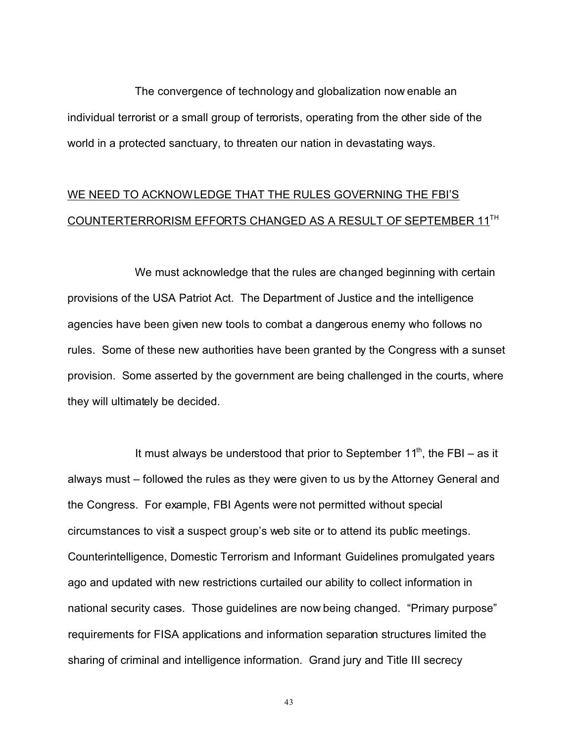The convergence of technology and globalization now enable an individual terrorist or a small group of terrorists, operating from the other side of the world in a protected sanctuary, to threaten our nation in devastating ways.

<u>WE NEED TO ACKNOWLEDGE THAT THE RULES GOVERNING THE FBI'S COUNTERTERRORISM EFFORTS CHANGED AS A RESULT OF SEPTEMBER 11TH</u>

We must acknowledge that the rules are changed beginning with certain provisions of the USA Patriot Act. The Department of Justice and the intelligence agencies have been given new tools to combat a dangerous enemy who follows no rules. Some of these new authorities have been granted by the Congress with a sunset provision. Some asserted by the government are being challenged in the courts, where they will ultimately be decided.

It must always be understood that prior to September 11th, the FBI – as it always must – followed the rules as they were given to us by the Attorney General and the Congress. For example, FBI Agents were not permitted without special circumstances to visit a suspect group's web site or to attend its public meetings. Counterintelligence, Domestic Terrorism and Informant Guidelines promulgated years ago and updated with new restrictions curtailed our ability to collect information in national security cases. Those guidelines are now being changed. "Primary purpose" requirements for FISA applications and information separation structures limited the sharing of criminal and intelligence information. Grand jury and Title III secrecy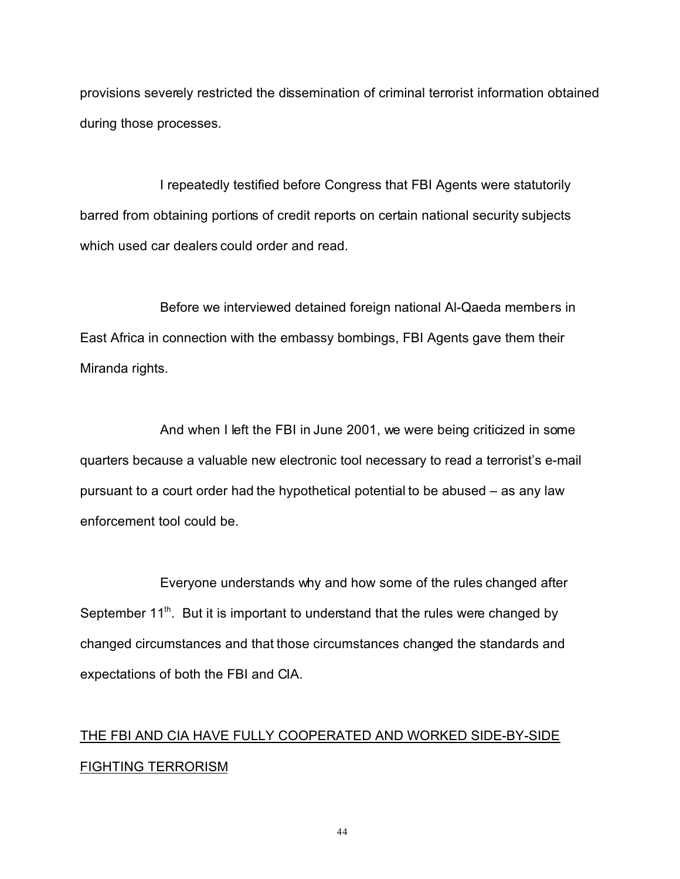provisions severely restricted the dissemination of criminal terrorist information obtained during those processes.

I repeatedly testified before Congress that FBI Agents were statutorily barred from obtaining portions of credit reports on certain national security subjects which used car dealers could order and read.

Before we interviewed detained foreign national Al-Qaeda members in East Africa in connection with the embassy bombings, FBI Agents gave them their Miranda rights.

And when I left the FBI in June 2001, we were being criticized in some quarters because a valuable new electronic tool necessary to read a terrorist's e-mail pursuant to a court order had the hypothetical potential to be abused – as any law enforcement tool could be.

Everyone understands why and how some of the rules changed after September 11th. But it is important to understand that the rules were changed by changed circumstances and that those circumstances changed the standards and expectations of both the FBI and CIA.

<u>THE FBI AND CIA HAVE FULLY COOPERATED AND WORKED SIDE-BY-SIDE FIGHTING TERRORISM</u>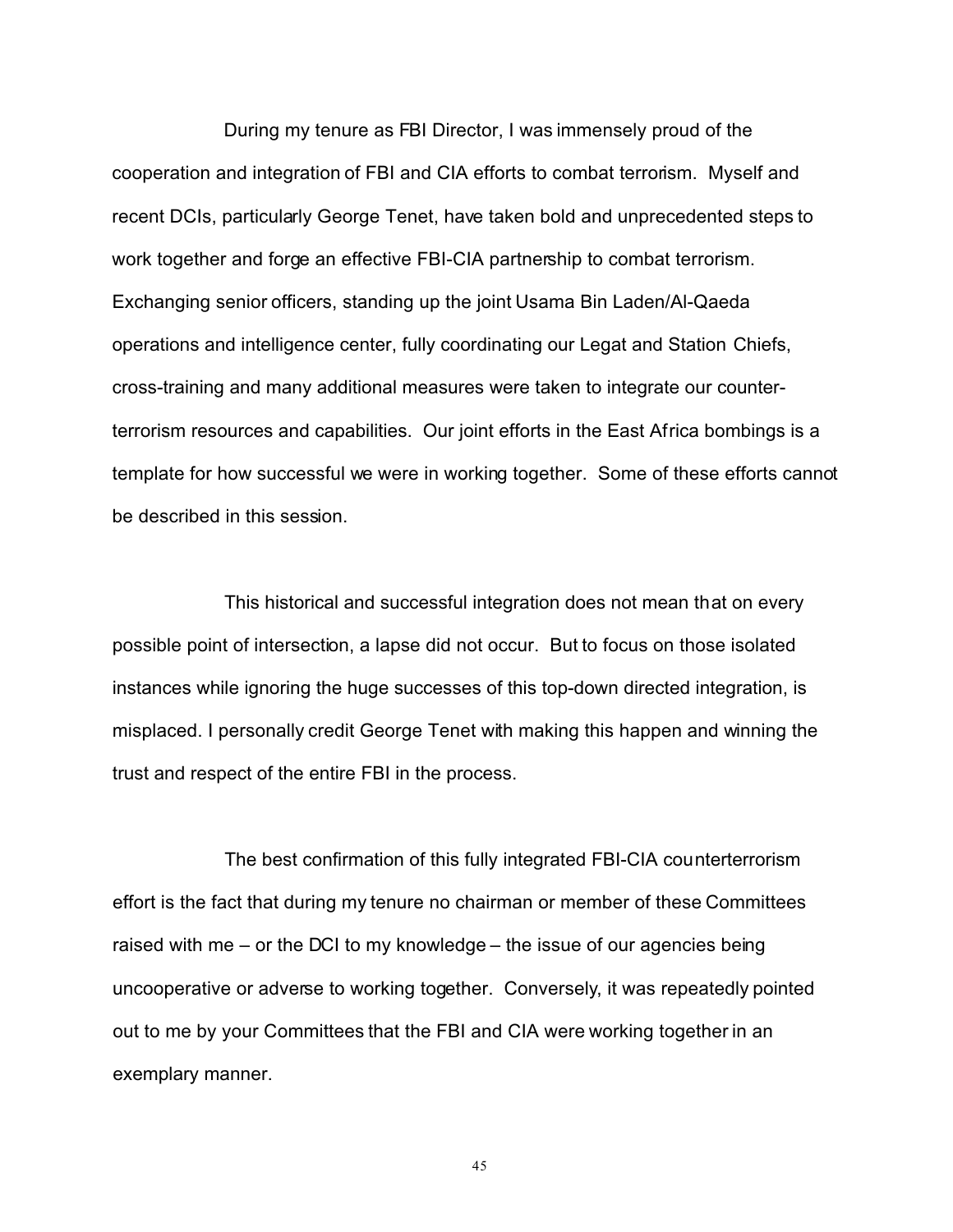During my tenure as FBI Director, I was immensely proud of the cooperation and integration of FBI and CIA efforts to combat terrorism. Myself and recent DCIs, particularly George Tenet, have taken bold and unprecedented steps to work together and forge an effective FBI-CIA partnership to combat terrorism. Exchanging senior officers, standing up the joint Usama Bin Laden/Al-Qaeda operations and intelligence center, fully coordinating our Legat and Station Chiefs, cross-training and many additional measures were taken to integrate our counter-terrorism resources and capabilities. Our joint efforts in the East Africa bombings is a template for how successful we were in working together. Some of these efforts cannot be described in this session.

This historical and successful integration does not mean that on every possible point of intersection, a lapse did not occur. But to focus on those isolated instances while ignoring the huge successes of this top-down directed integration, is misplaced. I personally credit George Tenet with making this happen and winning the trust and respect of the entire FBI in the process.

The best confirmation of this fully integrated FBI-CIA counterterrorism effort is the fact that during my tenure no chairman or member of these Committees raised with me – or the DCI to my knowledge – the issue of our agencies being uncooperative or adverse to working together. Conversely, it was repeatedly pointed out to me by your Committees that the FBI and CIA were working together in an exemplary manner.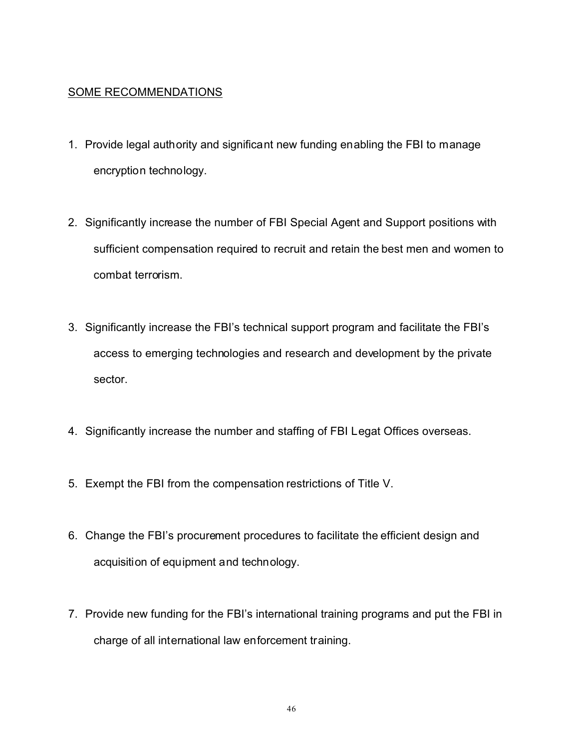## SOME RECOMMENDATIONS

1. Provide legal authority and significant new funding enabling the FBI to manage encryption technology.

2. Significantly increase the number of FBI Special Agent and Support positions with sufficient compensation required to recruit and retain the best men and women to combat terrorism.

3. Significantly increase the FBI's technical support program and facilitate the FBI's access to emerging technologies and research and development by the private sector.

4. Significantly increase the number and staffing of FBI Legat Offices overseas.

5. Exempt the FBI from the compensation restrictions of Title V.

6. Change the FBI's procurement procedures to facilitate the efficient design and acquisition of equipment and technology.

7. Provide new funding for the FBI's international training programs and put the FBI in charge of all international law enforcement training.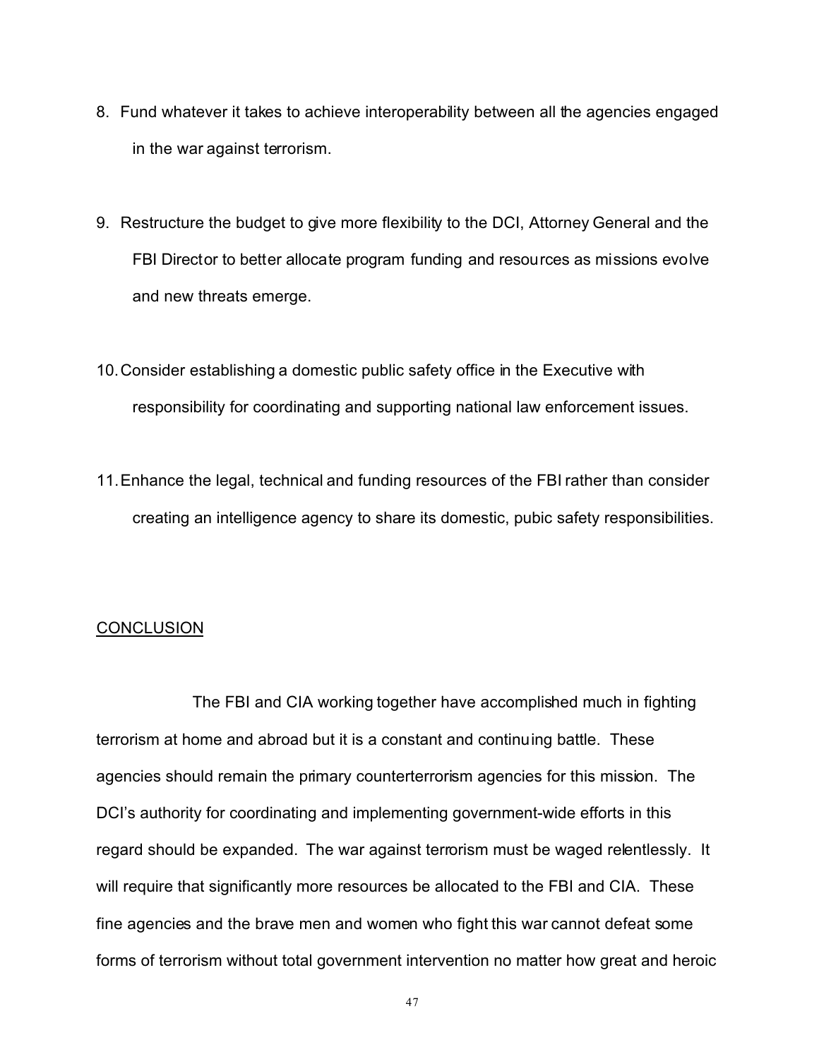8. Fund whatever it takes to achieve interoperability between all the agencies engaged in the war against terrorism.

9. Restructure the budget to give more flexibility to the DCI, Attorney General and the FBI Director to better allocate program funding and resources as missions evolve and new threats emerge.

10. Consider establishing a domestic public safety office in the Executive with responsibility for coordinating and supporting national law enforcement issues.

11. Enhance the legal, technical and funding resources of the FBI rather than consider creating an intelligence agency to share its domestic, pubic safety responsibilities.

## CONCLUSION

The FBI and CIA working together have accomplished much in fighting terrorism at home and abroad but it is a constant and continuing battle. These agencies should remain the primary counterterrorism agencies for this mission. The DCI's authority for coordinating and implementing government-wide efforts in this regard should be expanded. The war against terrorism must be waged relentlessly. It will require that significantly more resources be allocated to the FBI and CIA. These fine agencies and the brave men and women who fight this war cannot defeat some forms of terrorism without total government intervention no matter how great and heroic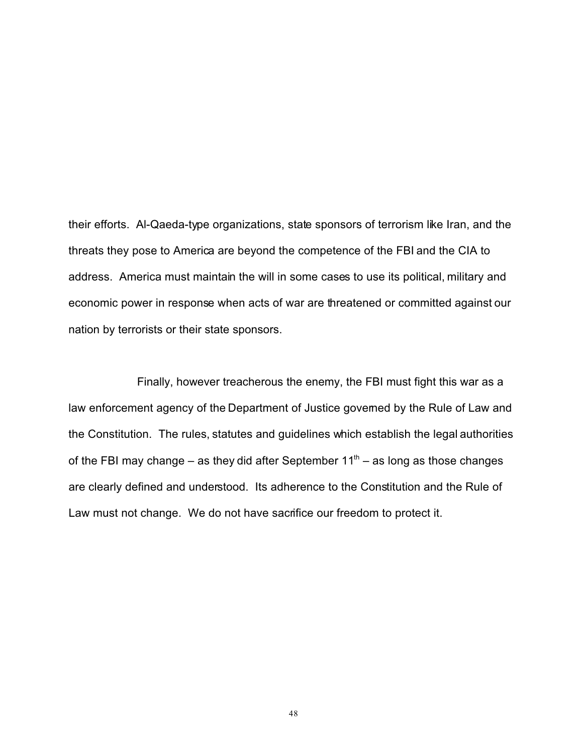their efforts. Al-Qaeda-type organizations, state sponsors of terrorism like Iran, and the threats they pose to America are beyond the competence of the FBI and the CIA to address. America must maintain the will in some cases to use its political, military and economic power in response when acts of war are threatened or committed against our nation by terrorists or their state sponsors.

Finally, however treacherous the enemy, the FBI must fight this war as a law enforcement agency of the Department of Justice governed by the Rule of Law and the Constitution. The rules, statutes and guidelines which establish the legal authorities of the FBI may change – as they did after September 11th – as long as those changes are clearly defined and understood. Its adherence to the Constitution and the Rule of Law must not change. We do not have sacrifice our freedom to protect it.